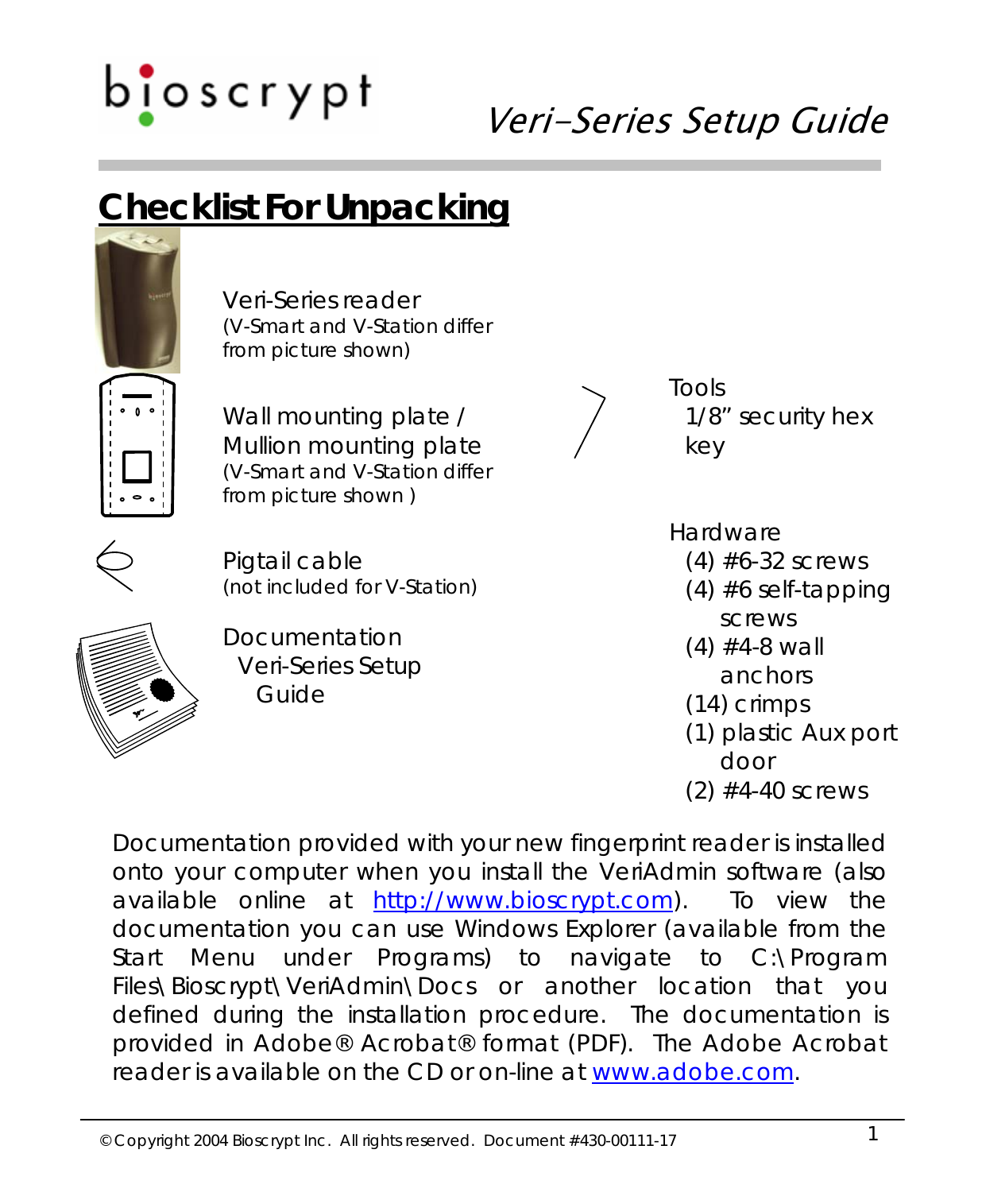# Veri-Series Setup Guide

## Checklist For Unpacking

Veri-Series reader
(V-Smart and V-Station differ from picture shown)

Wall mounting plate / Mullion mounting plate
(V-Smart and V-Station differ from picture shown )

Pigtail cable
(not included for V-Station)

Documentation
- Veri-Series Setup Guide

Tools
- 1/8" security hex key

Hardware
- (4) #6-32 screws
- (4) #6 self-tapping screws
- (4) #4-8 wall anchors
- (14) crimps
- (1) plastic Aux port door
- (2) #4-40 screws

Documentation provided with your new fingerprint reader is installed onto your computer when you install the VeriAdmin software (also available online at http://www.bioscrypt.com). To view the documentation you can use Windows Explorer (available from the Start Menu under Programs) to navigate to C:\Program Files\Bioscrypt\VeriAdmin\Docs or another location that you defined during the installation procedure. The documentation is provided in Adobe® Acrobat® format (PDF). The Adobe Acrobat reader is available on the CD or on-line at www.adobe.com.

© Copyright 2004 Bioscrypt Inc. All rights reserved. Document #430-00111-17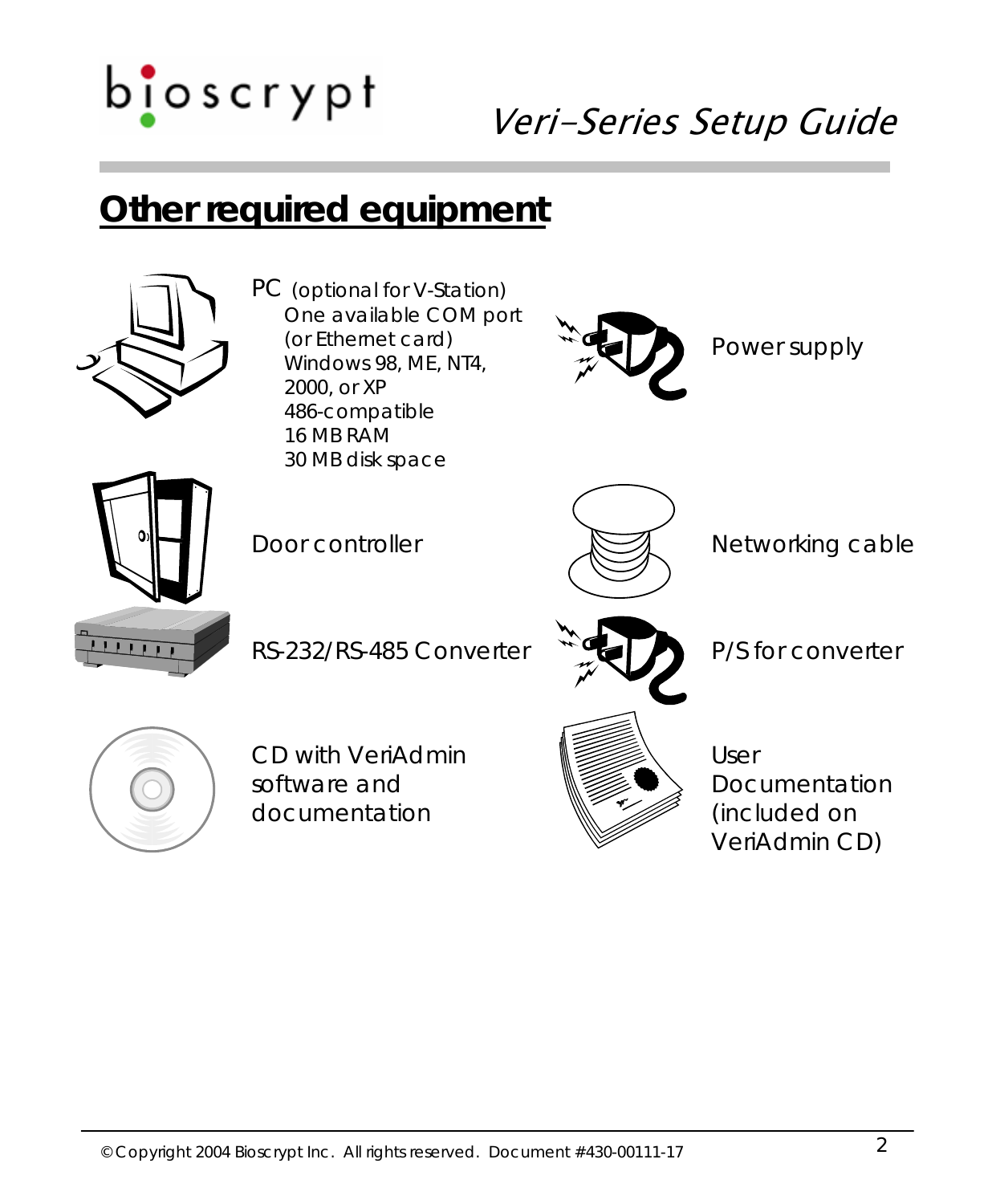## Other required equipment

PC (optional for V-Station)
- One available COM port (or Ethernet card)
- Windows 98, ME, NT4, 2000, or XP
- 486-compatible
- 16 MB RAM
- 30 MB disk space

Power supply

Door controller

Networking cable

RS-232/RS-485 Converter

P/S for converter

CD with VeriAdmin software and documentation

User Documentation (included on VeriAdmin CD)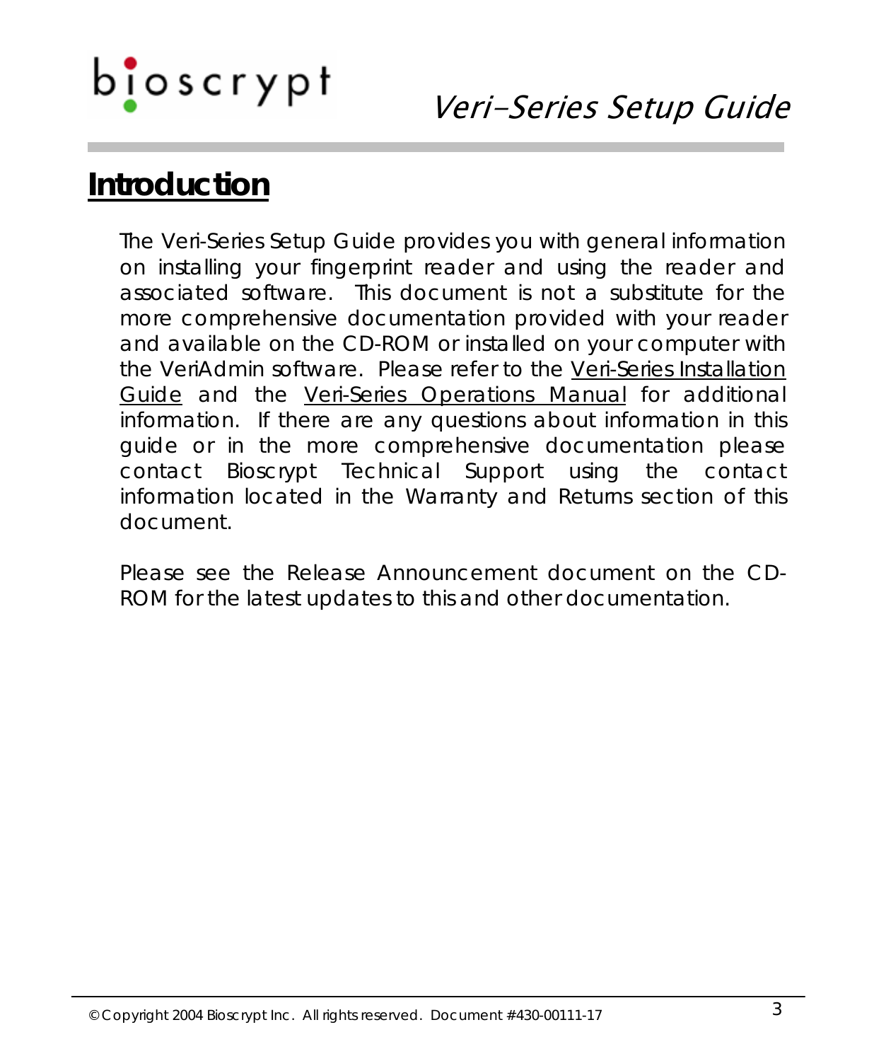# Introduction

The Veri-Series Setup Guide provides you with general information on installing your fingerprint reader and using the reader and associated software. This document is not a substitute for the more comprehensive documentation provided with your reader and available on the CD-ROM or installed on your computer with the VeriAdmin software. Please refer to the Veri-Series Installation Guide and the Veri-Series Operations Manual for additional information. If there are any questions about information in this guide or in the more comprehensive documentation please contact Bioscrypt Technical Support using the contact information located in the Warranty and Returns section of this document.

Please see the Release Announcement document on the CD-ROM for the latest updates to this and other documentation.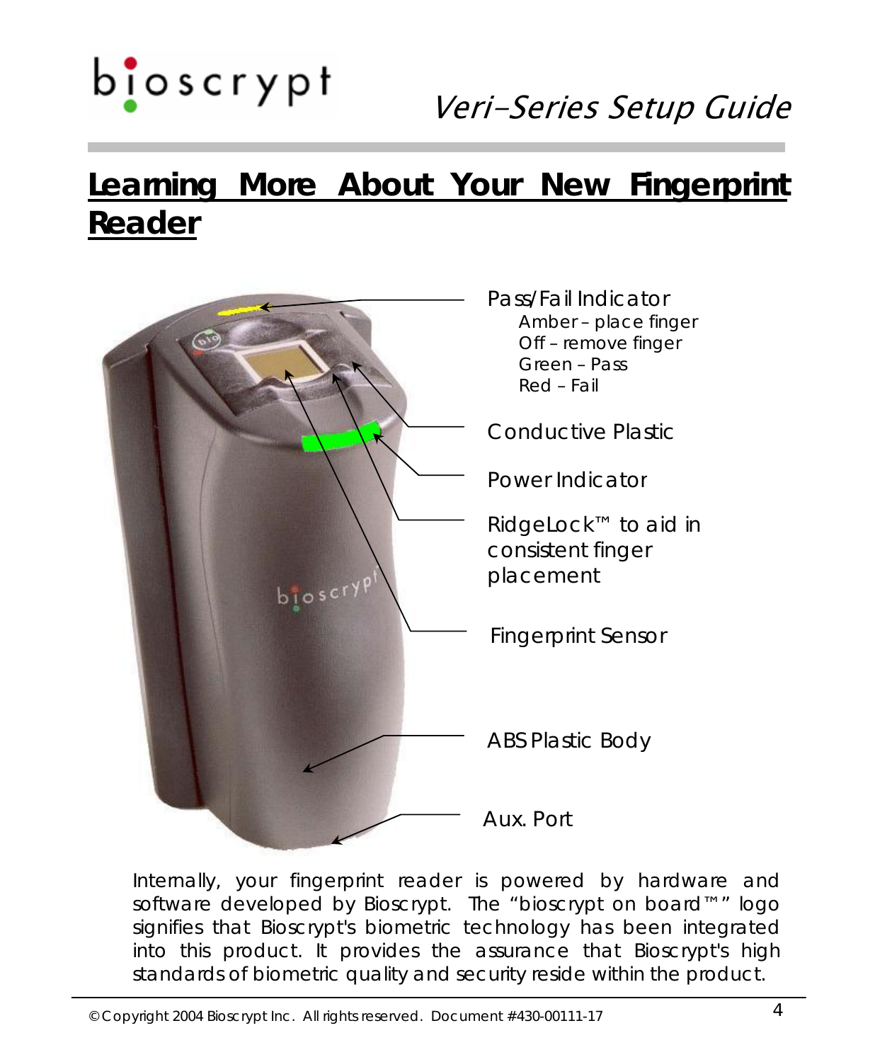# Learning More About Your New Fingerprint Reader

Pass/Fail Indicator
- Amber – place finger
- Off – remove finger
- Green – Pass
- Red – Fail

Conductive Plastic

Power Indicator

RidgeLock™ to aid in consistent finger placement

Fingerprint Sensor

ABS Plastic Body

Aux. Port

Internally, your fingerprint reader is powered by hardware and software developed by Bioscrypt. The "bioscrypt on board™" logo signifies that Bioscrypt's biometric technology has been integrated into this product. It provides the assurance that Bioscrypt's high standards of biometric quality and security reside within the product.

© Copyright 2004 Bioscrypt Inc. All rights reserved. Document #430-00111-17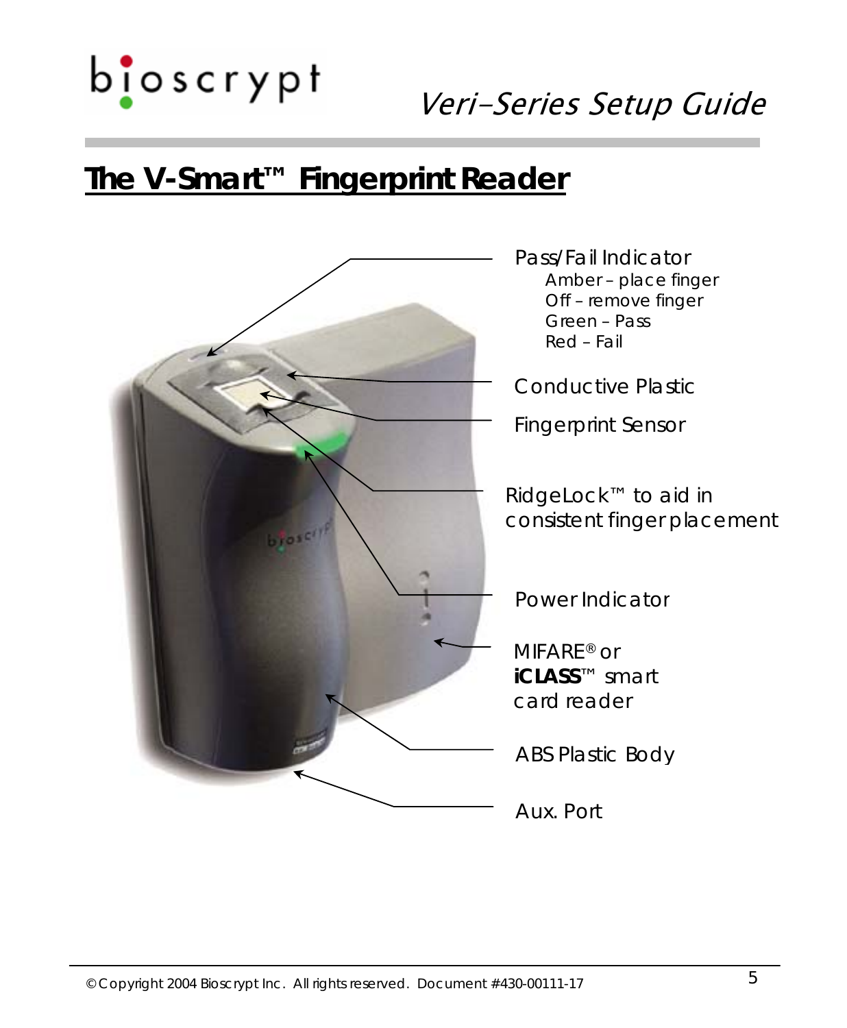# The V-Smart™ Fingerprint Reader

Pass/Fail Indicator
- Amber – place finger
- Off – remove finger
- Green – Pass
- Red – Fail

Conductive Plastic

Fingerprint Sensor

RidgeLock™ to aid in consistent finger placement

Power Indicator

MIFARE® or **iCLASS**™ smart card reader

ABS Plastic Body

Aux. Port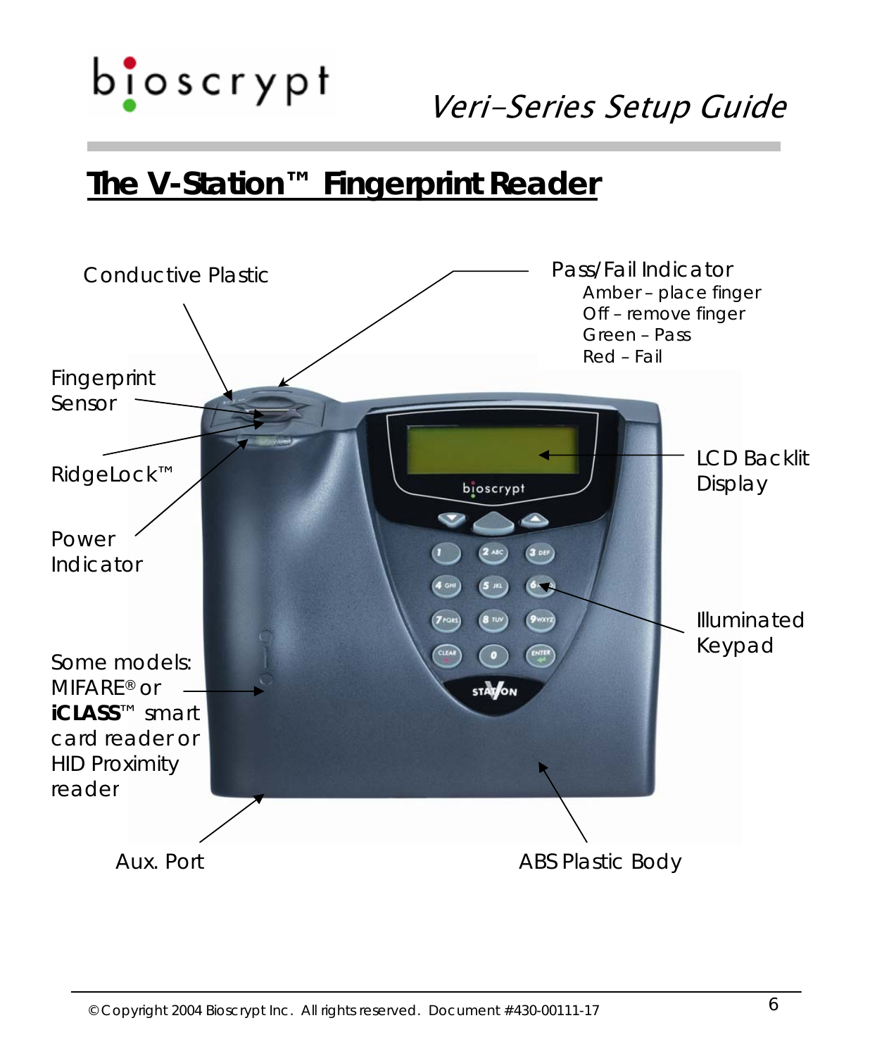# The V-Station™ Fingerprint Reader

Conductive Plastic

Pass/Fail Indicator
- Amber – place finger
- Off – remove finger
- Green – Pass
- Red – Fail

Fingerprint Sensor

RidgeLock™

LCD Backlit Display

Power Indicator

Illuminated Keypad

Some models: MIFARE® or **iCLASS**™ smart card reader or HID Proximity reader

Aux. Port

ABS Plastic Body

© Copyright 2004 Bioscrypt Inc. All rights reserved. Document #430-00111-17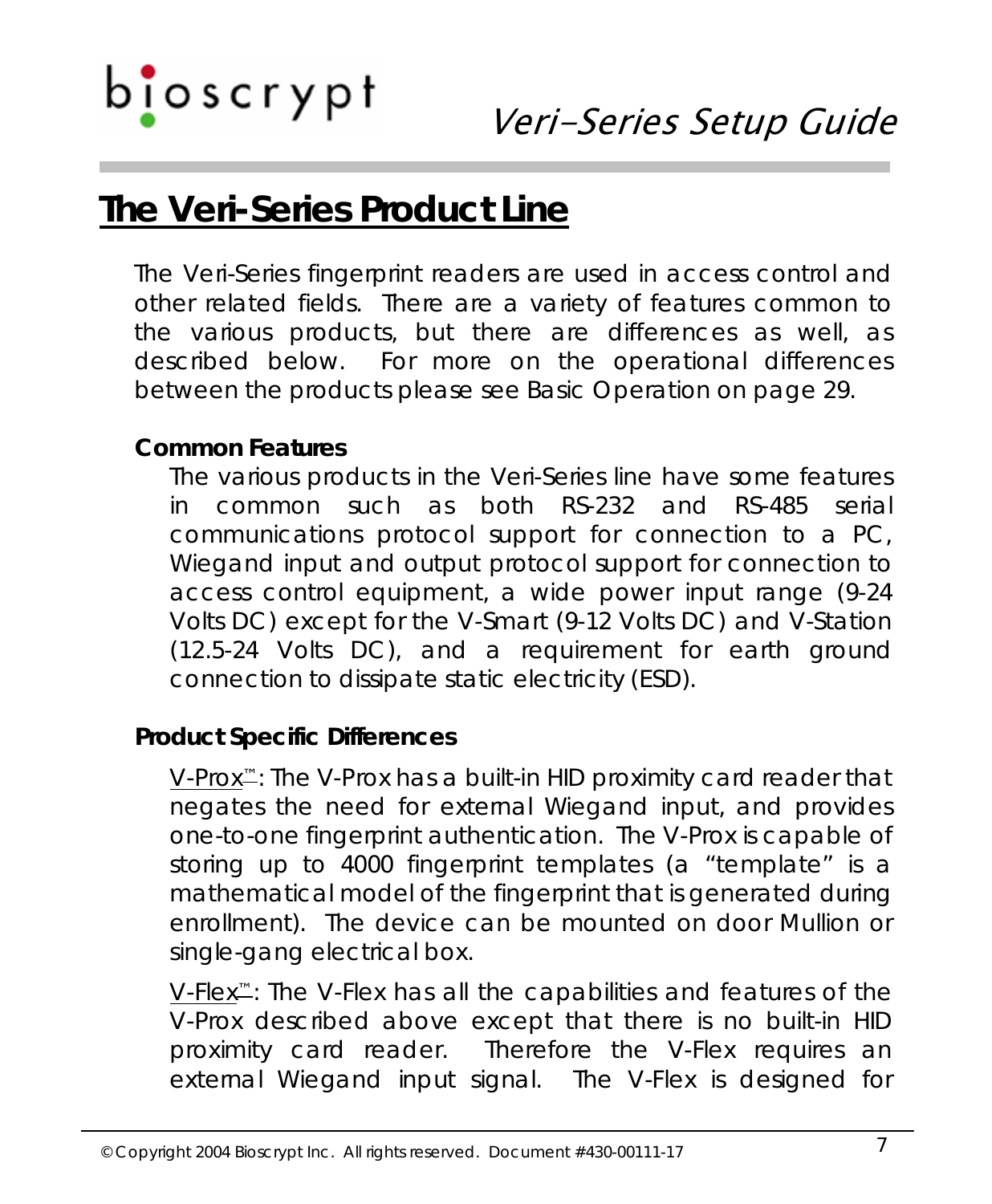# The Veri-Series Product Line

The Veri-Series fingerprint readers are used in access control and other related fields. There are a variety of features common to the various products, but there are differences as well, as described below. For more on the operational differences between the products please see Basic Operation on page 29.

### Common Features

The various products in the Veri-Series line have some features in common such as both RS-232 and RS-485 serial communications protocol support for connection to a PC, Wiegand input and output protocol support for connection to access control equipment, a wide power input range (9-24 Volts DC) except for the V-Smart (9-12 Volts DC) and V-Station (12.5-24 Volts DC), and a requirement for earth ground connection to dissipate static electricity (ESD).

### Product Specific Differences

V-Prox™: The V-Prox has a built-in HID proximity card reader that negates the need for external Wiegand input, and provides one-to-one fingerprint authentication. The V-Prox is capable of storing up to 4000 fingerprint templates (a "template" is a mathematical model of the fingerprint that is generated during enrollment). The device can be mounted on door Mullion or single-gang electrical box.

V-Flex™: The V-Flex has all the capabilities and features of the V-Prox described above except that there is no built-in HID proximity card reader. Therefore the V-Flex requires an external Wiegand input signal. The V-Flex is designed for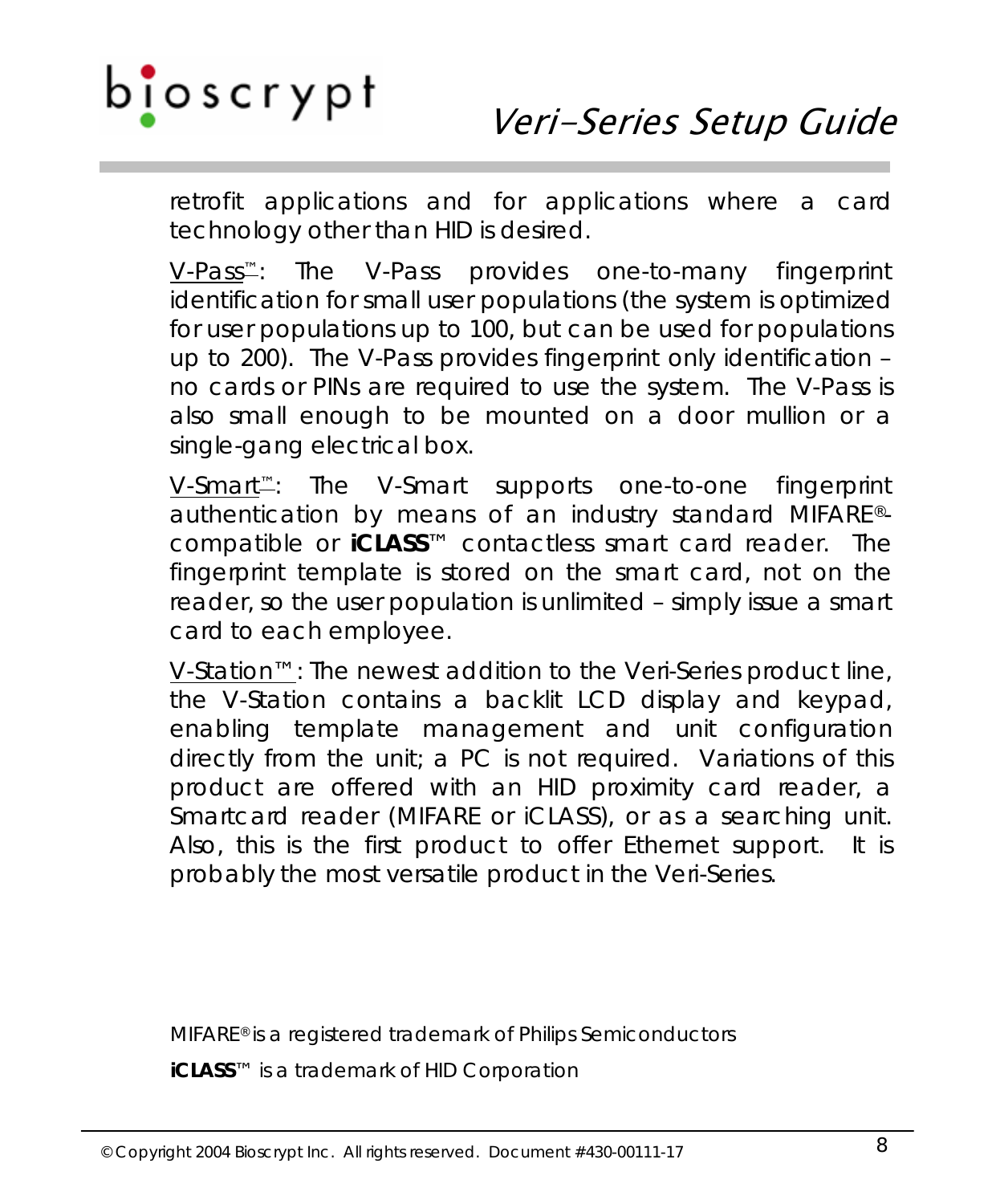retrofit applications and for applications where a card technology other than HID is desired.

V-Pass™: The V-Pass provides one-to-many fingerprint identification for small user populations (the system is optimized for user populations up to 100, but can be used for populations up to 200). The V-Pass provides fingerprint only identification – no cards or PINs are required to use the system. The V-Pass is also small enough to be mounted on a door mullion or a single-gang electrical box.

V-Smart™: The V-Smart supports one-to-one fingerprint authentication by means of an industry standard MIFARE®-compatible or **iCLASS**™ contactless smart card reader. The fingerprint template is stored on the smart card, not on the reader, so the user population is unlimited – simply issue a smart card to each employee.

V-Station™: The newest addition to the Veri-Series product line, the V-Station contains a backlit LCD display and keypad, enabling template management and unit configuration directly from the unit; a PC is not required. Variations of this product are offered with an HID proximity card reader, a Smartcard reader (MIFARE or iCLASS), or as a searching unit. Also, this is the first product to offer Ethernet support. It is probably the most versatile product in the Veri-Series.

MIFARE® is a registered trademark of Philips Semiconductors

**iCLASS**™ is a trademark of HID Corporation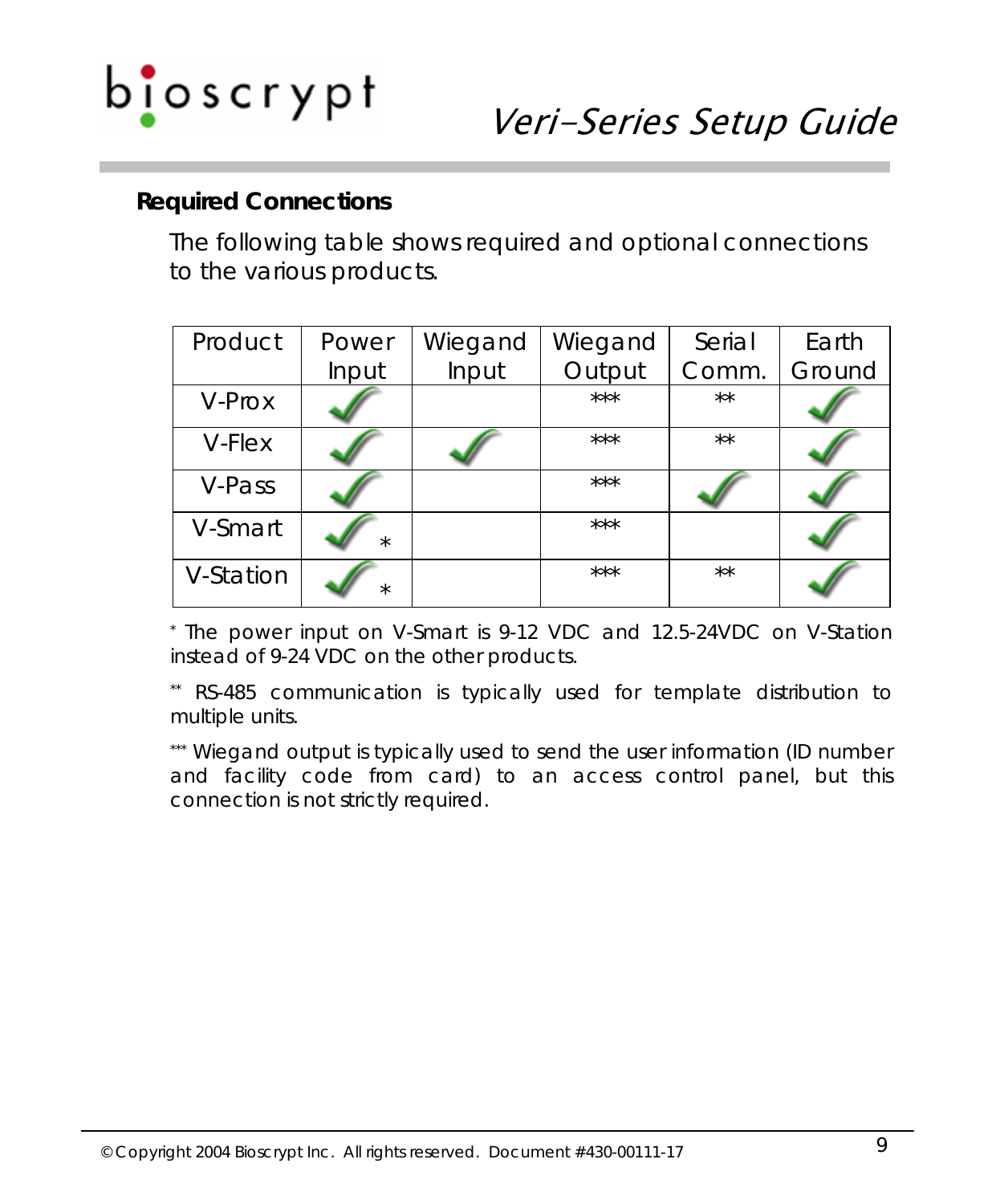## Required Connections

The following table shows required and optional connections to the various products.

| Product | Power Input | Wiegand Input | Wiegand Output | Serial Comm. | Earth Ground |
|---|---|---|---|---|---|
| V-Prox | ✓ | | *** | ** | ✓ |
| V-Flex | ✓ | ✓ | *** | ** | ✓ |
| V-Pass | ✓ | | *** | ✓ | ✓ |
| V-Smart | ✓ * | | *** | | ✓ |
| V-Station | ✓ * | | *** | ** | ✓ |

* The power input on V-Smart is 9-12 VDC and 12.5-24VDC on V-Station instead of 9-24 VDC on the other products.

** RS-485 communication is typically used for template distribution to multiple units.

*** Wiegand output is typically used to send the user information (ID number and facility code from card) to an access control panel, but this connection is not strictly required.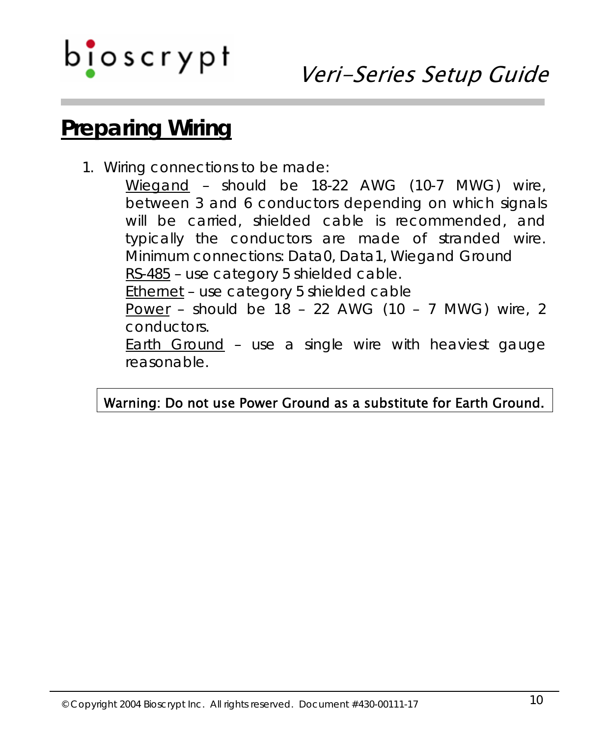# Preparing Wiring

1. Wiring connections to be made:

   Wiegand – should be 18-22 AWG (10-7 MWG) wire, between 3 and 6 conductors depending on which signals will be carried, shielded cable is recommended, and typically the conductors are made of stranded wire. Minimum connections: Data0, Data1, Wiegand Ground

   RS-485 – use category 5 shielded cable.

   Ethernet – use category 5 shielded cable

   Power – should be 18 – 22 AWG (10 – 7 MWG) wire, 2 conductors.

   Earth Ground – use a single wire with heaviest gauge reasonable.

> Warning: Do not use Power Ground as a substitute for Earth Ground.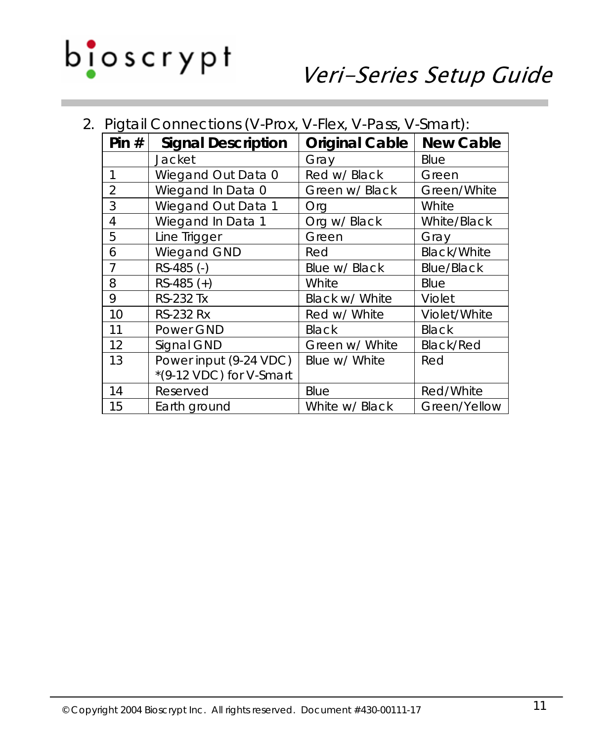2. Pigtail Connections (V-Prox, V-Flex, V-Pass, V-Smart):

| Pin # | Signal Description | Original Cable | New Cable |
|---|---|---|---|
| | Jacket | Gray | Blue |
| 1 | Wiegand Out Data 0 | Red w/ Black | Green |
| 2 | Wiegand In Data 0 | Green w/ Black | Green/White |
| 3 | Wiegand Out Data 1 | Org | White |
| 4 | Wiegand In Data 1 | Org w/ Black | White/Black |
| 5 | Line Trigger | Green | Gray |
| 6 | Wiegand GND | Red | Black/White |
| 7 | RS-485 (-) | Blue w/ Black | Blue/Black |
| 8 | RS-485 (+) | White | Blue |
| 9 | RS-232 Tx | Black w/ White | Violet |
| 10 | RS-232 Rx | Red w/ White | Violet/White |
| 11 | Power GND | Black | Black |
| 12 | Signal GND | Green w/ White | Black/Red |
| 13 | Power input (9-24 VDC) *(9-12 VDC) for V-Smart | Blue w/ White | Red |
| 14 | Reserved | Blue | Red/White |
| 15 | Earth ground | White w/ Black | Green/Yellow |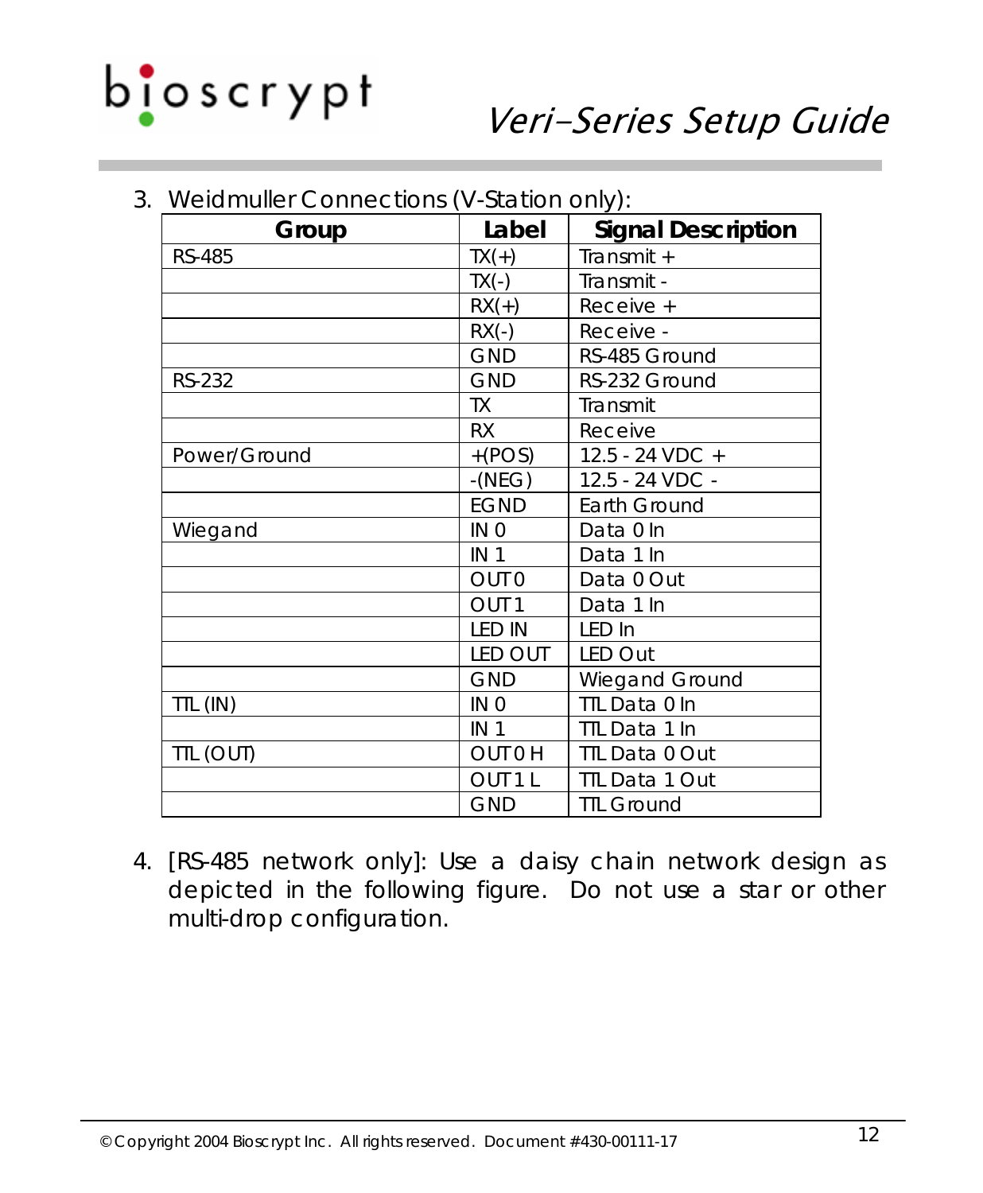3. Weidmuller Connections (V-Station only):

| Group | Label | Signal Description |
|---|---|---|
| RS-485 | TX(+) | Transmit + |
| | TX(-) | Transmit - |
| | RX(+) | Receive + |
| | RX(-) | Receive - |
| | GND | RS-485 Ground |
| RS-232 | GND | RS-232 Ground |
| | TX | Transmit |
| | RX | Receive |
| Power/Ground | +(POS) | 12.5 - 24 VDC + |
| | -(NEG) | 12.5 - 24 VDC - |
| | EGND | Earth Ground |
| Wiegand | IN 0 | Data 0 In |
| | IN 1 | Data 1 In |
| | OUT0 | Data 0 Out |
| | OUT1 | Data 1 In |
| | LED IN | LED In |
| | LED OUT | LED Out |
| | GND | Wiegand Ground |
| TTL (IN) | IN 0 | TTL Data 0 In |
| | IN 1 | TTL Data 1 In |
| TTL (OUT) | OUT0 H | TTL Data 0 Out |
| | OUT1 L | TTL Data 1 Out |
| | GND | TTL Ground |

4. [RS-485 network only]: Use a daisy chain network design as depicted in the following figure. Do not use a star or other multi-drop configuration.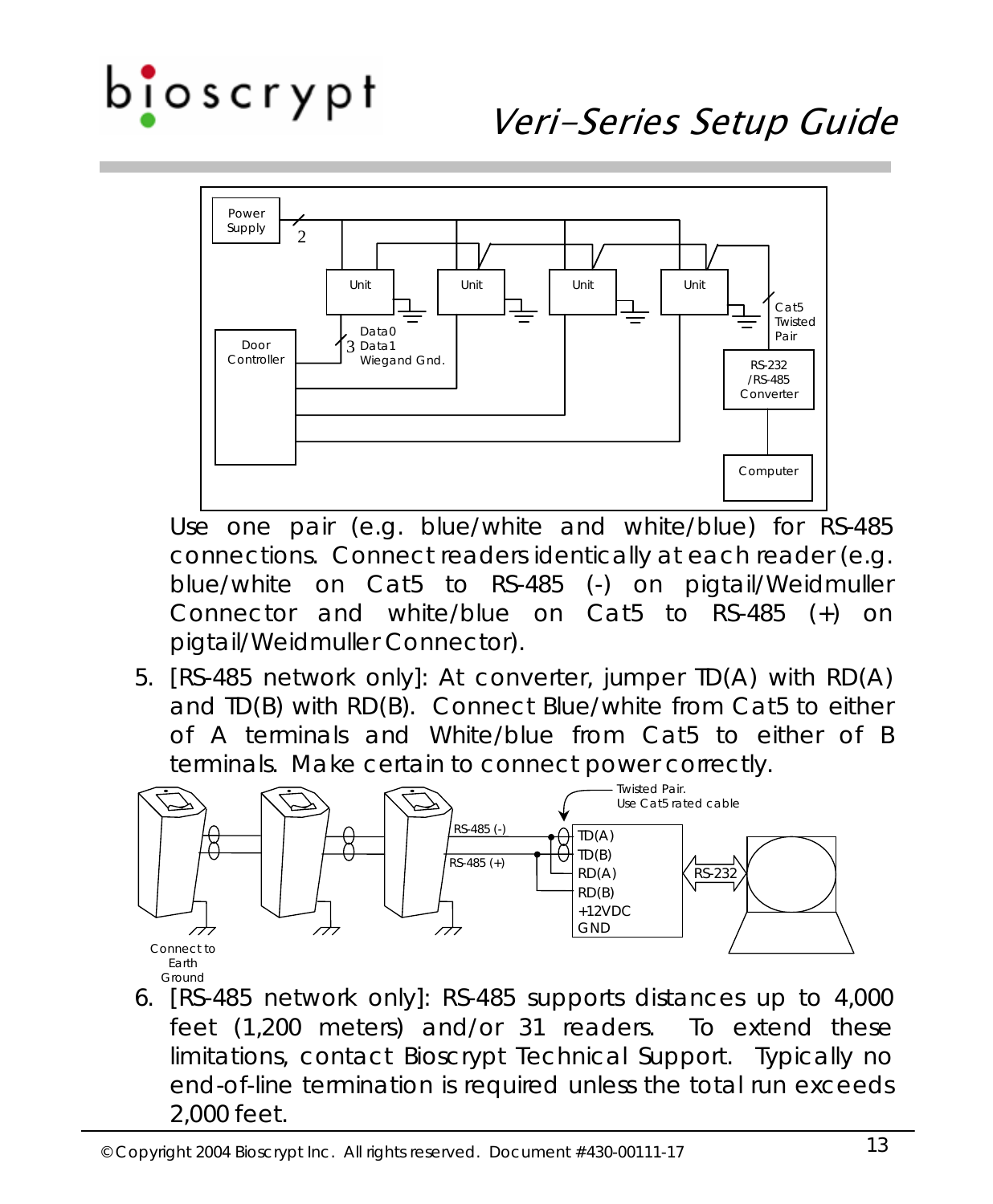Use one pair (e.g. blue/white and white/blue) for RS-485 connections. Connect readers identically at each reader (e.g. blue/white on Cat5 to RS-485 (-) on pigtail/Weidmuller Connector and white/blue on Cat5 to RS-485 (+) on pigtail/Weidmuller Connector).

5. [RS-485 network only]: At converter, jumper TD(A) with RD(A) and TD(B) with RD(B). Connect Blue/white from Cat5 to either of A terminals and White/blue from Cat5 to either of B terminals. Make certain to connect power correctly.

6. [RS-485 network only]: RS-485 supports distances up to 4,000 feet (1,200 meters) and/or 31 readers. To extend these limitations, contact Bioscrypt Technical Support. Typically no end-of-line termination is required unless the total run exceeds 2,000 feet.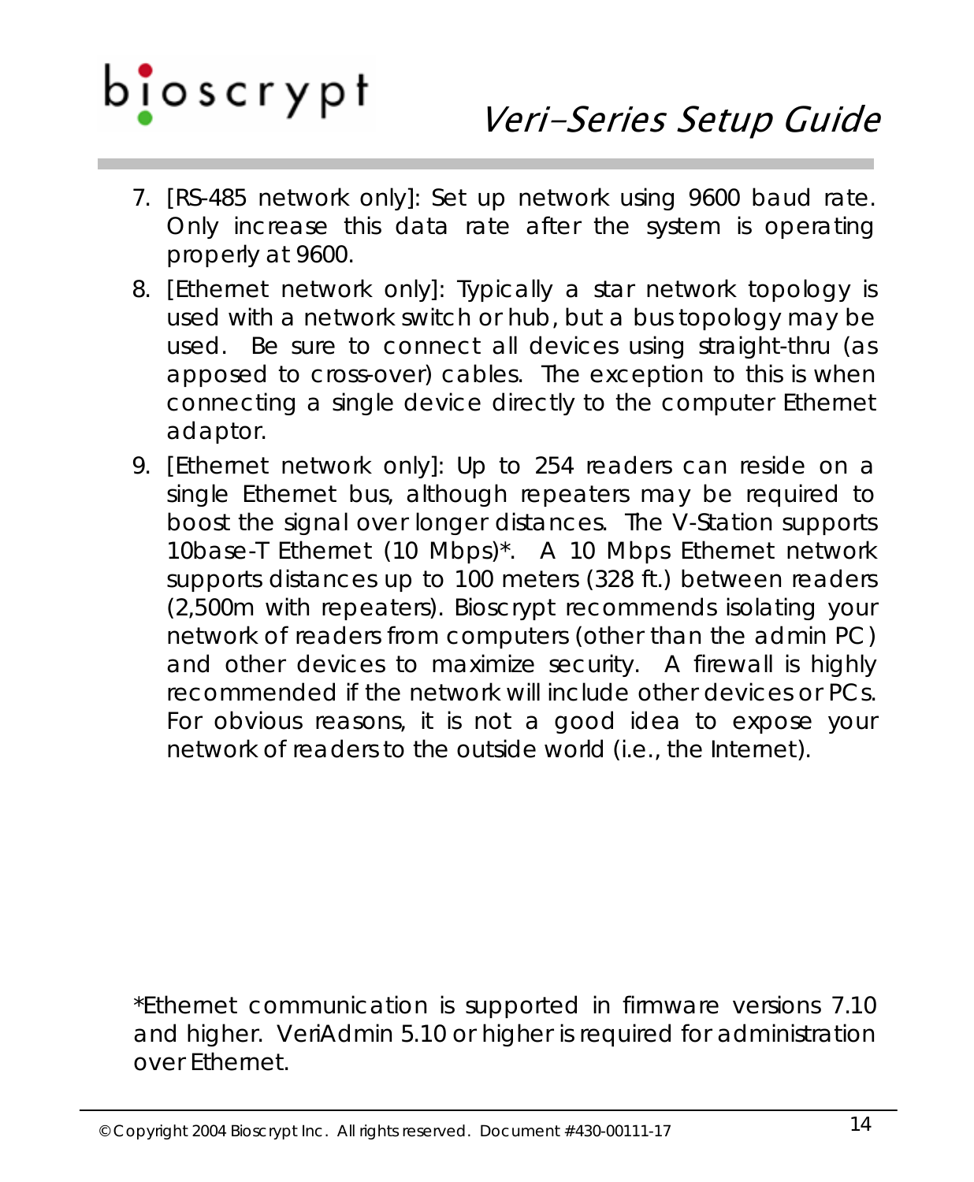7. [RS-485 network only]: Set up network using 9600 baud rate. Only increase this data rate after the system is operating properly at 9600.
8. [Ethernet network only]: Typically a star network topology is used with a network switch or hub, but a bus topology may be used. Be sure to connect all devices using straight-thru (as apposed to cross-over) cables. The exception to this is when connecting a single device directly to the computer Ethernet adaptor.
9. [Ethernet network only]: Up to 254 readers can reside on a single Ethernet bus, although repeaters may be required to boost the signal over longer distances. The V-Station supports 10base-T Ethernet (10 Mbps)*. A 10 Mbps Ethernet network supports distances up to 100 meters (328 ft.) between readers (2,500m with repeaters). Bioscrypt recommends isolating your network of readers from computers (other than the admin PC) and other devices to maximize security. A firewall is highly recommended if the network will include other devices or PCs. For obvious reasons, it is not a good idea to expose your network of readers to the outside world (i.e., the Internet).

*Ethernet communication is supported in firmware versions 7.10 and higher. VeriAdmin 5.10 or higher is required for administration over Ethernet.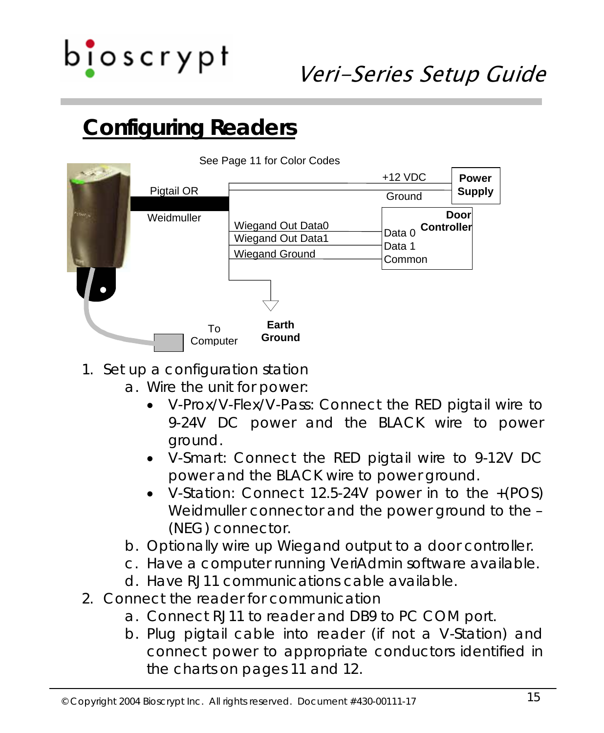# Configuring Readers

See Page 11 for Color Codes

Pigtail OR Weidmuller

+12 VDC

Ground

**Power Supply**

Wiegand Out Data0

Wiegand Out Data1

Wiegand Ground

**Door Controller**

Data 0

Data 1

Common

To Computer

**Earth Ground**

1. Set up a configuration station
   a. Wire the unit for power:
      - V-Prox/V-Flex/V-Pass: Connect the RED pigtail wire to 9-24V DC power and the BLACK wire to power ground.
      - V-Smart: Connect the RED pigtail wire to 9-12V DC power and the BLACK wire to power ground.
      - V-Station: Connect 12.5-24V power in to the +(POS) Weidmuller connector and the power ground to the – (NEG) connector.
   b. Optionally wire up Wiegand output to a door controller.
   c. Have a computer running VeriAdmin software available.
   d. Have RJ11 communications cable available.
2. Connect the reader for communication
   a. Connect RJ11 to reader and DB9 to PC COM port.
   b. Plug pigtail cable into reader (if not a V-Station) and connect power to appropriate conductors identified in the charts on pages 11 and 12.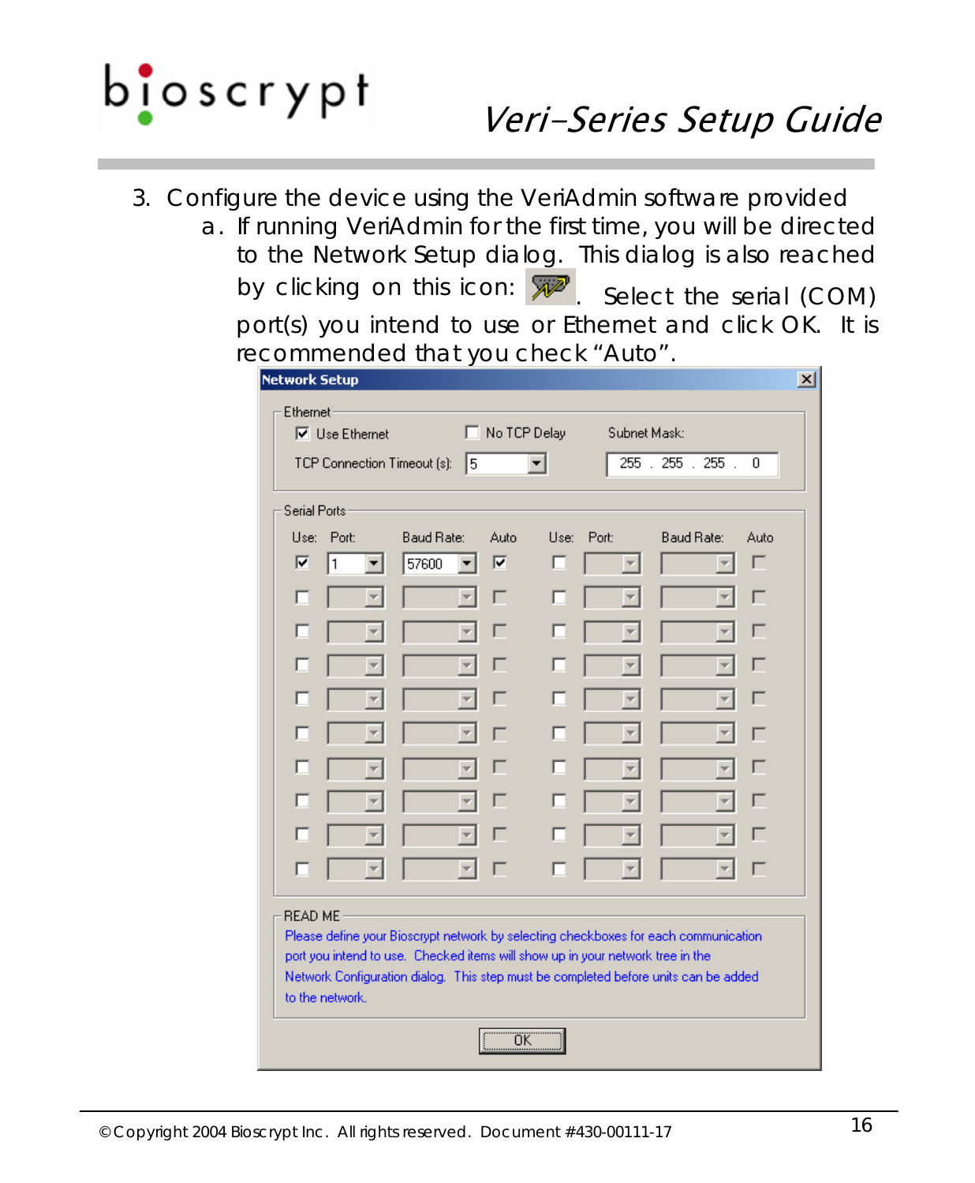3. Configure the device using the VeriAdmin software provided
   a. If running VeriAdmin for the first time, you will be directed to the Network Setup dialog. This dialog is also reached by clicking on this icon: . Select the serial (COM) port(s) you intend to use or Ethernet and click OK. It is recommended that you check "Auto".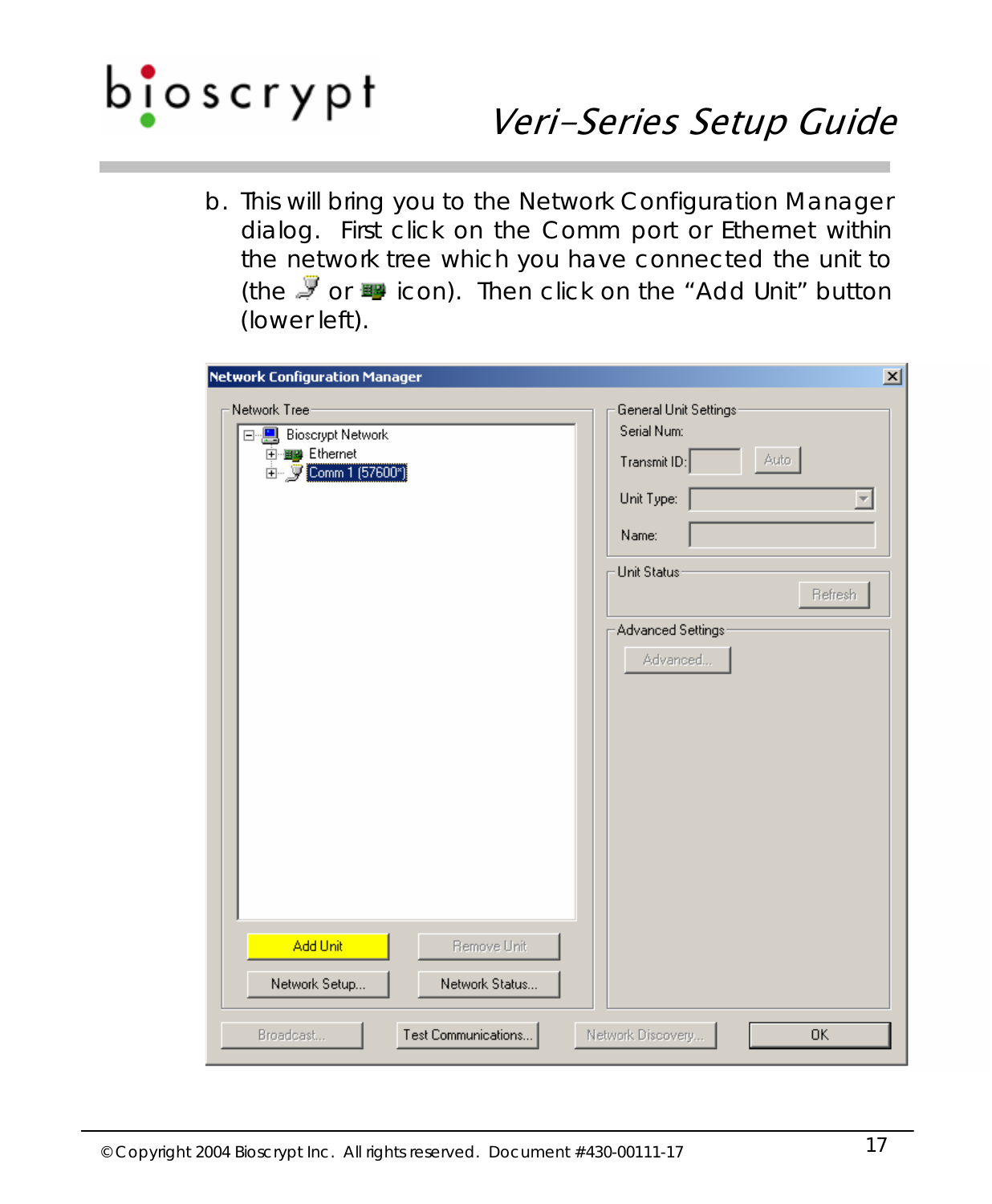b. This will bring you to the Network Configuration Manager dialog. First click on the Comm port or Ethernet within the network tree which you have connected the unit to (the or icon). Then click on the "Add Unit" button (lower left).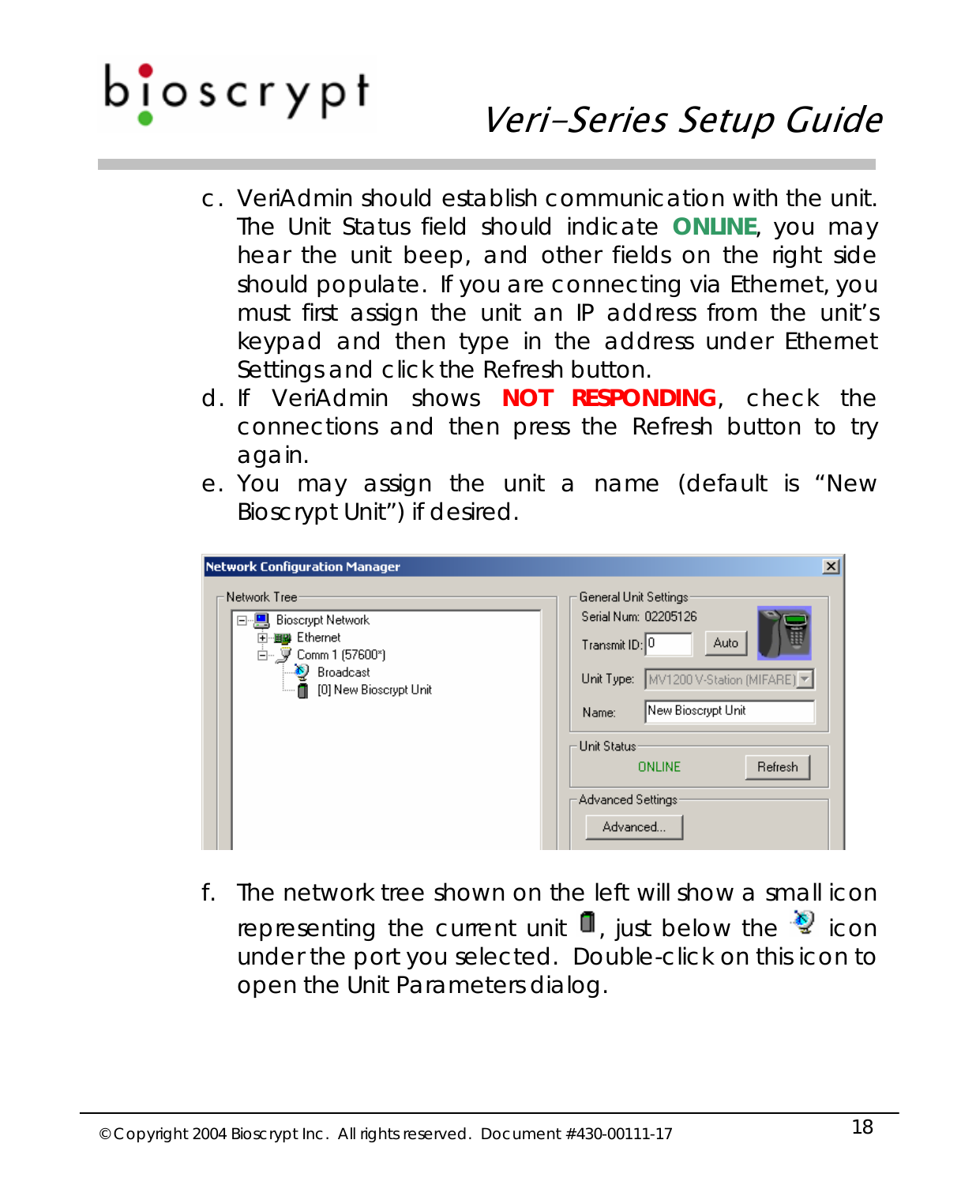c. VeriAdmin should establish communication with the unit. The Unit Status field should indicate **ONLINE**, you may hear the unit beep, and other fields on the right side should populate. If you are connecting via Ethernet, you must first assign the unit an IP address from the unit's keypad and then type in the address under Ethernet Settings and click the Refresh button.

d. If VeriAdmin shows **NOT RESPONDING**, check the connections and then press the Refresh button to try again.

e. You may assign the unit a name (default is "New Bioscrypt Unit") if desired.

f. The network tree shown on the left will show a small icon representing the current unit, just below the icon under the port you selected. Double-click on this icon to open the Unit Parameters dialog.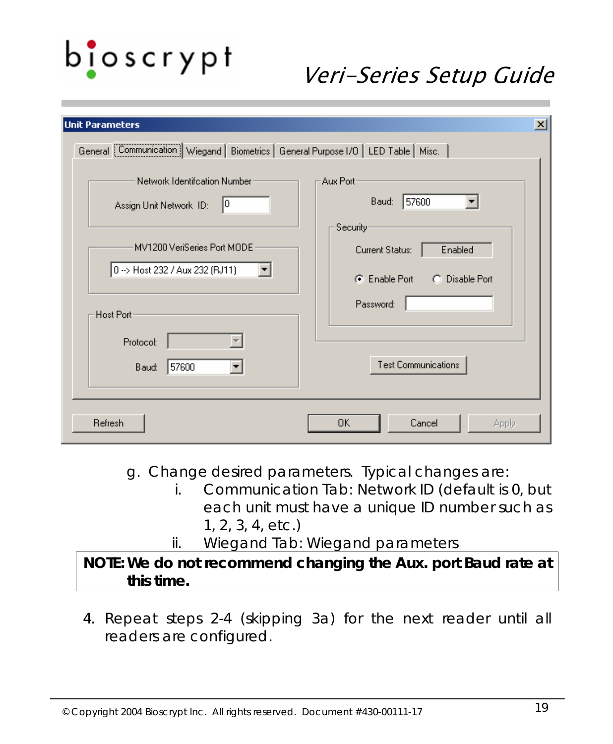g. Change desired parameters. Typical changes are:

   i. Communication Tab: Network ID (default is 0, but each unit must have a unique ID number such as 1, 2, 3, 4, etc.)

   ii. Wiegand Tab: Wiegand parameters

**NOTE: We do not recommend changing the Aux. port Baud rate at this time.**

4. Repeat steps 2-4 (skipping 3a) for the next reader until all readers are configured.

© Copyright 2004 Bioscrypt Inc. All rights reserved. Document #430-00111-17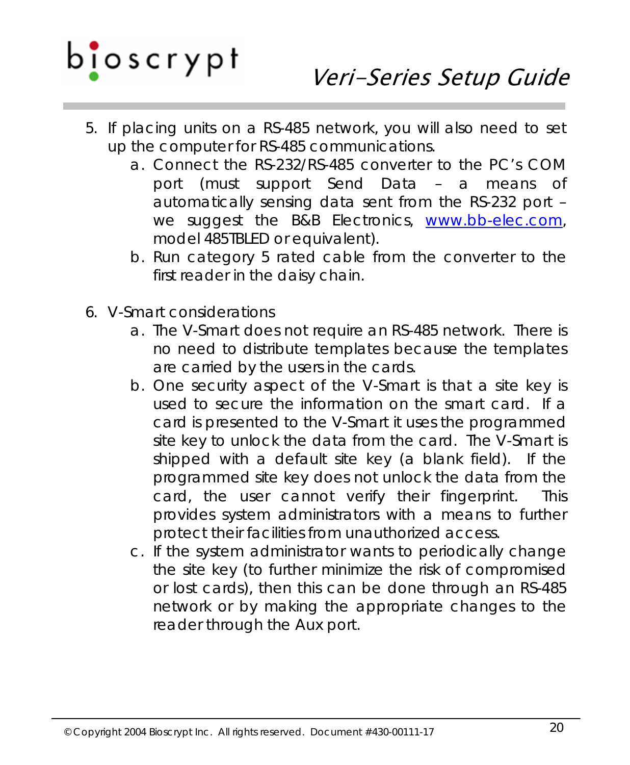5. If placing units on a RS-485 network, you will also need to set up the computer for RS-485 communications.
    a. Connect the RS-232/RS-485 converter to the PC's COM port (must support Send Data – a means of automatically sensing data sent from the RS-232 port – we suggest the B&B Electronics, www.bb-elec.com, model 485TBLED or equivalent).
    b. Run category 5 rated cable from the converter to the first reader in the daisy chain.

6. V-Smart considerations
    a. The V-Smart does not require an RS-485 network. There is no need to distribute templates because the templates are carried by the users in the cards.
    b. One security aspect of the V-Smart is that a site key is used to secure the information on the smart card. If a card is presented to the V-Smart it uses the programmed site key to unlock the data from the card. The V-Smart is shipped with a default site key (a blank field). If the programmed site key does not unlock the data from the card, the user cannot verify their fingerprint. This provides system administrators with a means to further protect their facilities from unauthorized access.
    c. If the system administrator wants to periodically change the site key (to further minimize the risk of compromised or lost cards), then this can be done through an RS-485 network or by making the appropriate changes to the reader through the Aux port.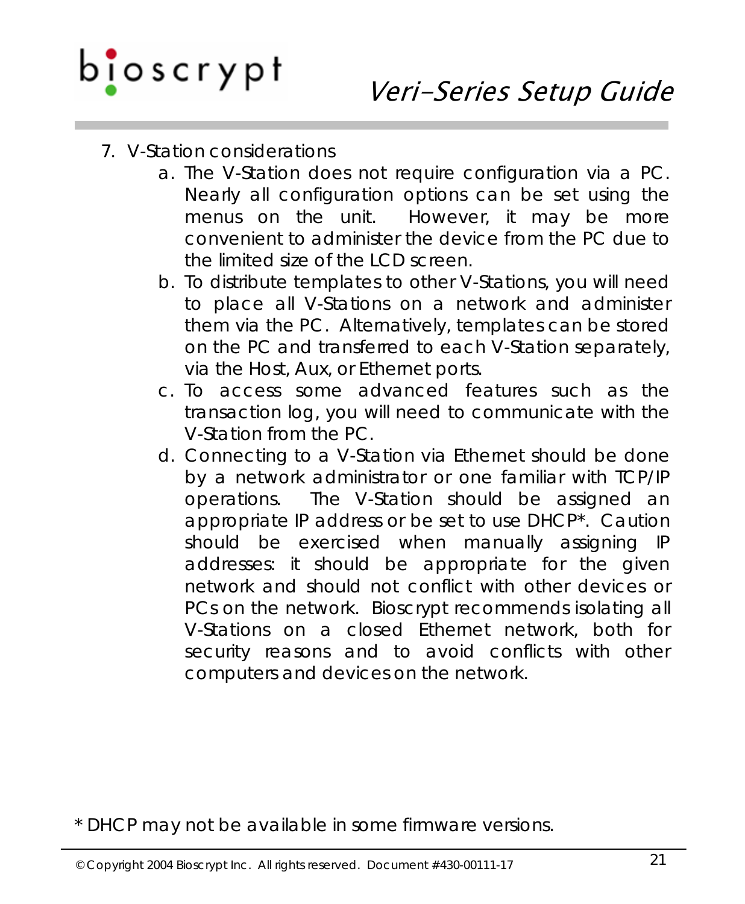7. V-Station considerations
   a. The V-Station does not require configuration via a PC. Nearly all configuration options can be set using the menus on the unit. However, it may be more convenient to administer the device from the PC due to the limited size of the LCD screen.
   b. To distribute templates to other V-Stations, you will need to place all V-Stations on a network and administer them via the PC. Alternatively, templates can be stored on the PC and transferred to each V-Station separately, via the Host, Aux, or Ethernet ports.
   c. To access some advanced features such as the transaction log, you will need to communicate with the V-Station from the PC.
   d. Connecting to a V-Station via Ethernet should be done by a network administrator or one familiar with TCP/IP operations. The V-Station should be assigned an appropriate IP address or be set to use DHCP*. Caution should be exercised when manually assigning IP addresses: it should be appropriate for the given network and should not conflict with other devices or PCs on the network. Bioscrypt recommends isolating all V-Stations on a closed Ethernet network, both for security reasons and to avoid conflicts with other computers and devices on the network.

\* DHCP may not be available in some firmware versions.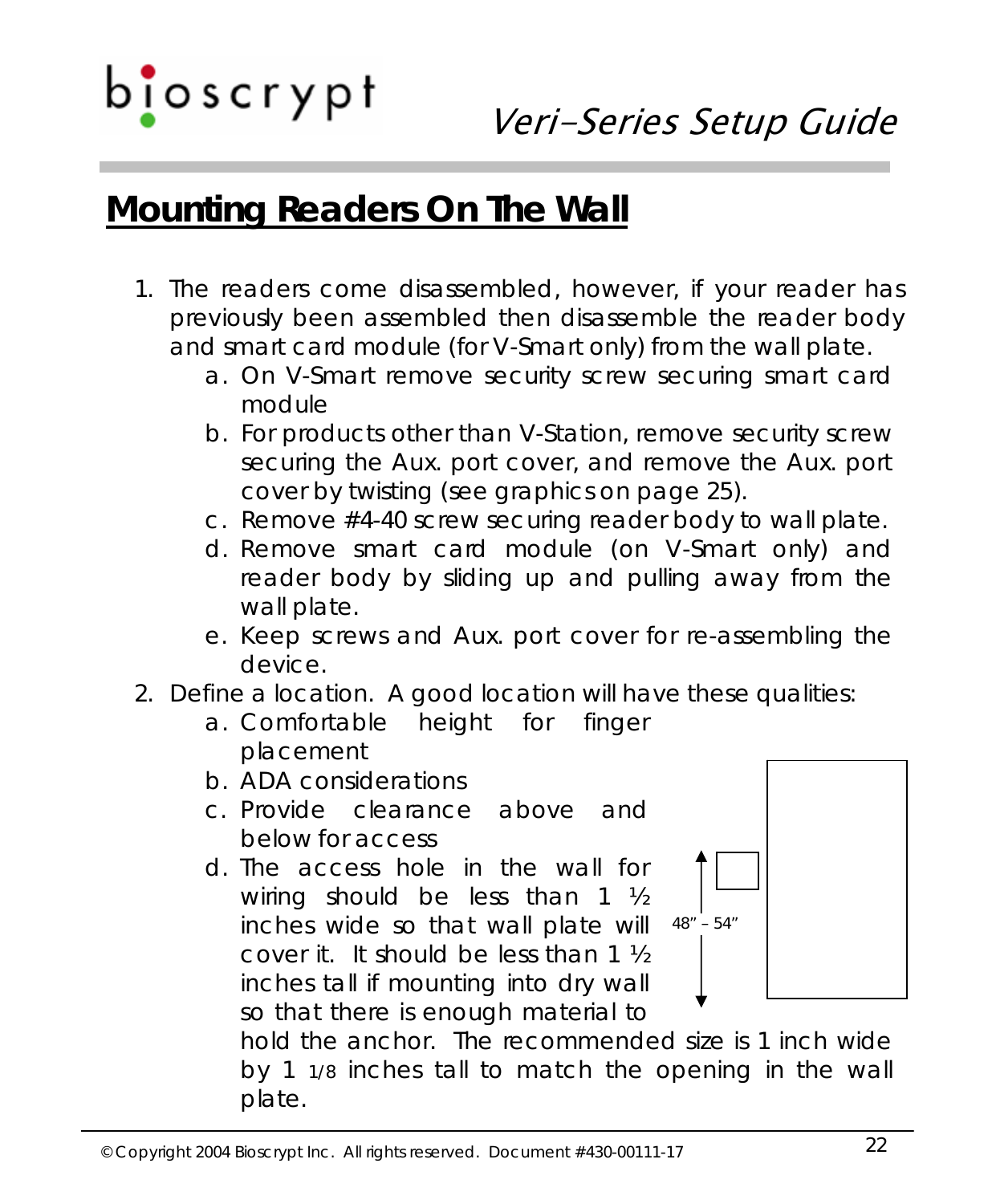## Mounting Readers On The Wall

1. The readers come disassembled, however, if your reader has previously been assembled then disassemble the reader body and smart card module (for V-Smart only) from the wall plate.
   a. On V-Smart remove security screw securing smart card module
   b. For products other than V-Station, remove security screw securing the Aux. port cover, and remove the Aux. port cover by twisting (see graphics on page 25).
   c. Remove #4-40 screw securing reader body to wall plate.
   d. Remove smart card module (on V-Smart only) and reader body by sliding up and pulling away from the wall plate.
   e. Keep screws and Aux. port cover for re-assembling the device.
2. Define a location. A good location will have these qualities:
   a. Comfortable height for finger placement
   b. ADA considerations
   c. Provide clearance above and below for access
   d. The access hole in the wall for wiring should be less than 1 ½ inches wide so that wall plate will cover it. It should be less than 1 ½ inches tall if mounting into dry wall so that there is enough material to hold the anchor. The recommended size is 1 inch wide by 1 1/8 inches tall to match the opening in the wall plate.

48" – 54"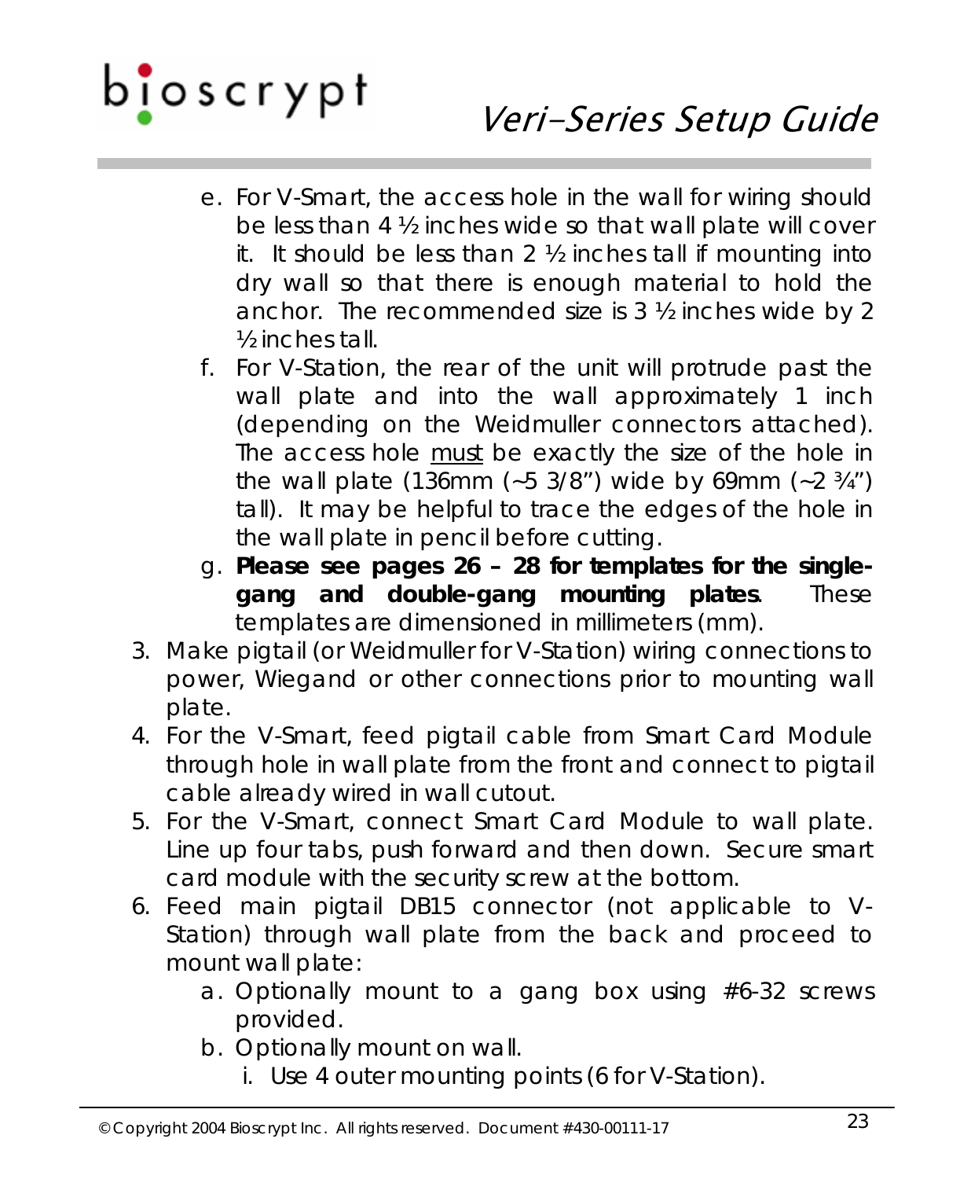e. For V-Smart, the access hole in the wall for wiring should be less than 4 ½ inches wide so that wall plate will cover it. It should be less than 2 ½ inches tall if mounting into dry wall so that there is enough material to hold the anchor. The recommended size is 3 ½ inches wide by 2 ½ inches tall.
   f. For V-Station, the rear of the unit will protrude past the wall plate and into the wall approximately 1 inch (depending on the Weidmuller connectors attached). The access hole <u>must</u> be exactly the size of the hole in the wall plate (136mm (~5 3/8") wide by 69mm (~2 ¾") tall). It may be helpful to trace the edges of the hole in the wall plate in pencil before cutting.
   g. **Please see pages 26 – 28 for templates for the single-gang and double-gang mounting plates**. These templates are dimensioned in millimeters (mm).
3. Make pigtail (or Weidmuller for V-Station) wiring connections to power, Wiegand or other connections prior to mounting wall plate.
4. For the V-Smart, feed pigtail cable from Smart Card Module through hole in wall plate from the front and connect to pigtail cable already wired in wall cutout.
5. For the V-Smart, connect Smart Card Module to wall plate. Line up four tabs, push forward and then down. Secure smart card module with the security screw at the bottom.
6. Feed main pigtail DB15 connector (not applicable to V-Station) through wall plate from the back and proceed to mount wall plate:
   a. Optionally mount to a gang box using #6-32 screws provided.
   b. Optionally mount on wall.
      i. Use 4 outer mounting points (6 for V-Station).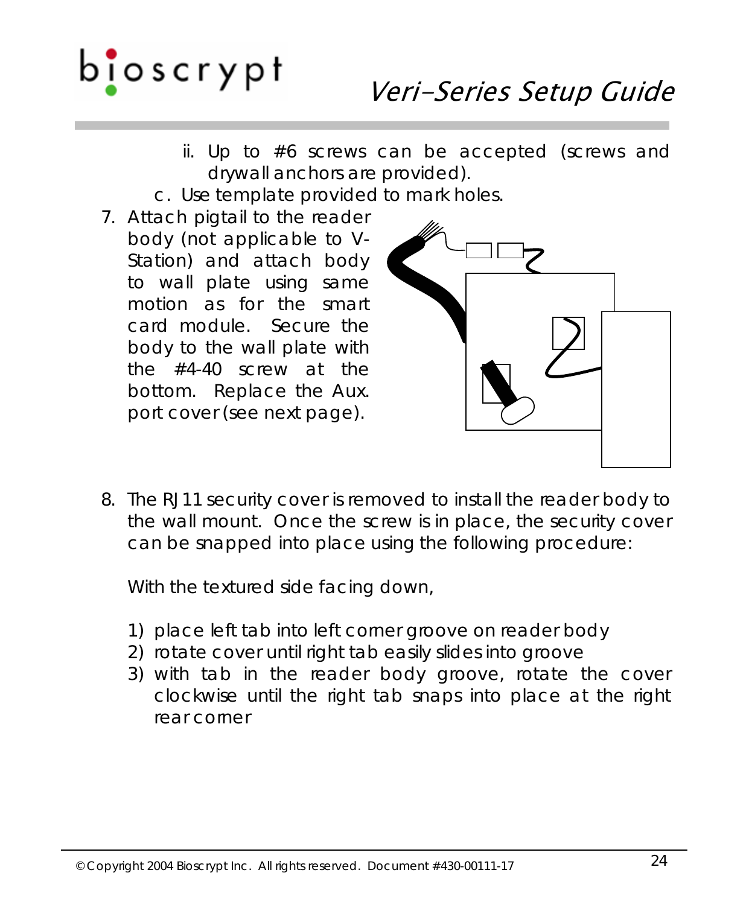ii. Up to #6 screws can be accepted (screws and drywall anchors are provided).

c. Use template provided to mark holes.

7. Attach pigtail to the reader body (not applicable to V-Station) and attach body to wall plate using same motion as for the smart card module. Secure the body to the wall plate with the #4-40 screw at the bottom. Replace the Aux. port cover (see next page).

8. The RJ11 security cover is removed to install the reader body to the wall mount. Once the screw is in place, the security cover can be snapped into place using the following procedure:

   With the textured side facing down,

   1) place left tab into left corner groove on reader body
   2) rotate cover until right tab easily slides into groove
   3) with tab in the reader body groove, rotate the cover clockwise until the right tab snaps into place at the right rear corner

© Copyright 2004 Bioscrypt Inc. All rights reserved. Document #430-00111-17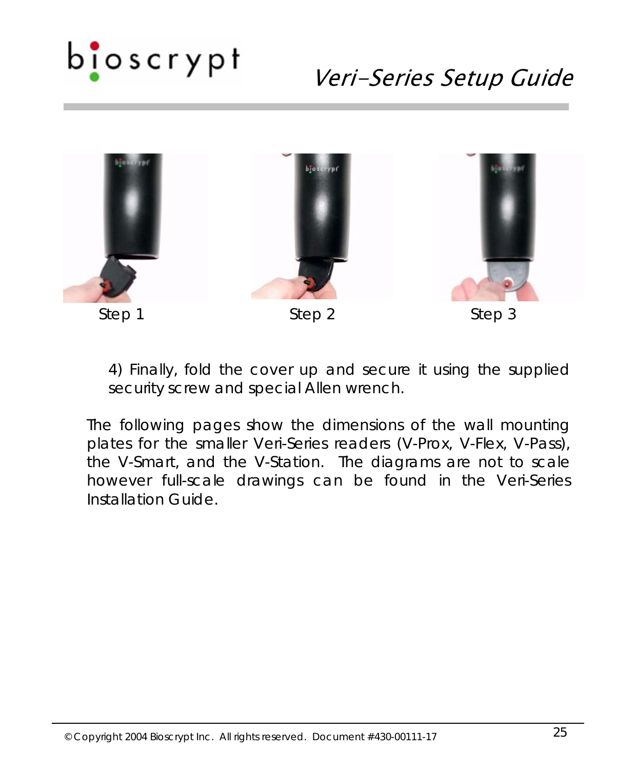Step 1 Step 2 Step 3

4) Finally, fold the cover up and secure it using the supplied security screw and special Allen wrench.

The following pages show the dimensions of the wall mounting plates for the smaller Veri-Series readers (V-Prox, V-Flex, V-Pass), the V-Smart, and the V-Station. The diagrams are not to scale however full-scale drawings can be found in the Veri-Series Installation Guide.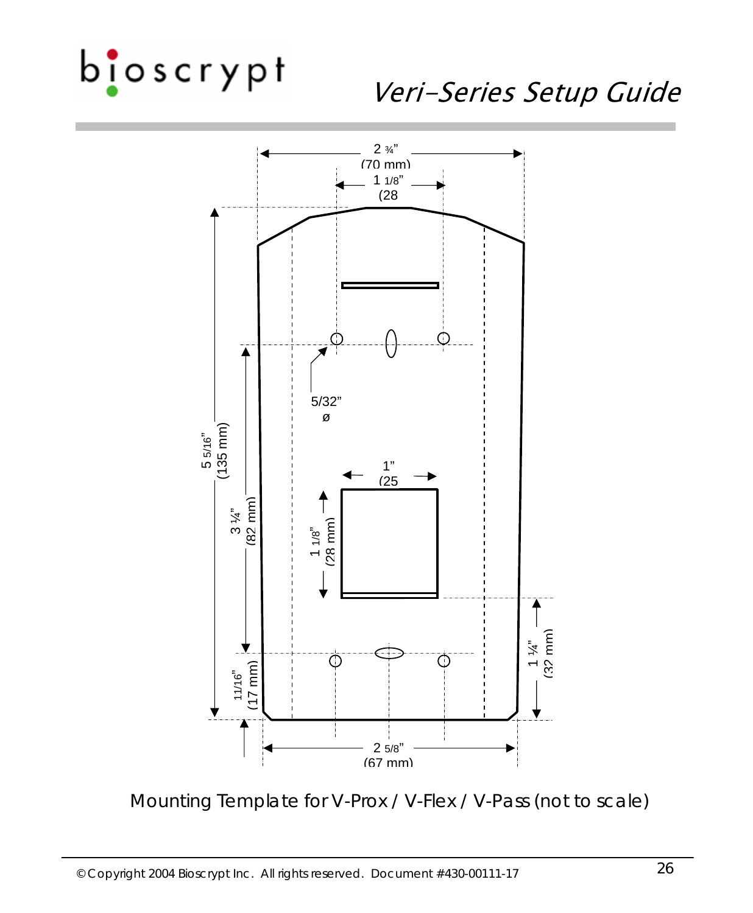2 ¾" (70 mm)

1 1/8" (28

5/32" ø

1" (25

5 5/16" (135 mm)

3 ¼" (82 mm)

1 1/8" (28 mm)

11/16" (17 mm)

1 ¼" (32 mm)

2 5/8" (67 mm)

Mounting Template for V-Prox / V-Flex / V-Pass (not to scale)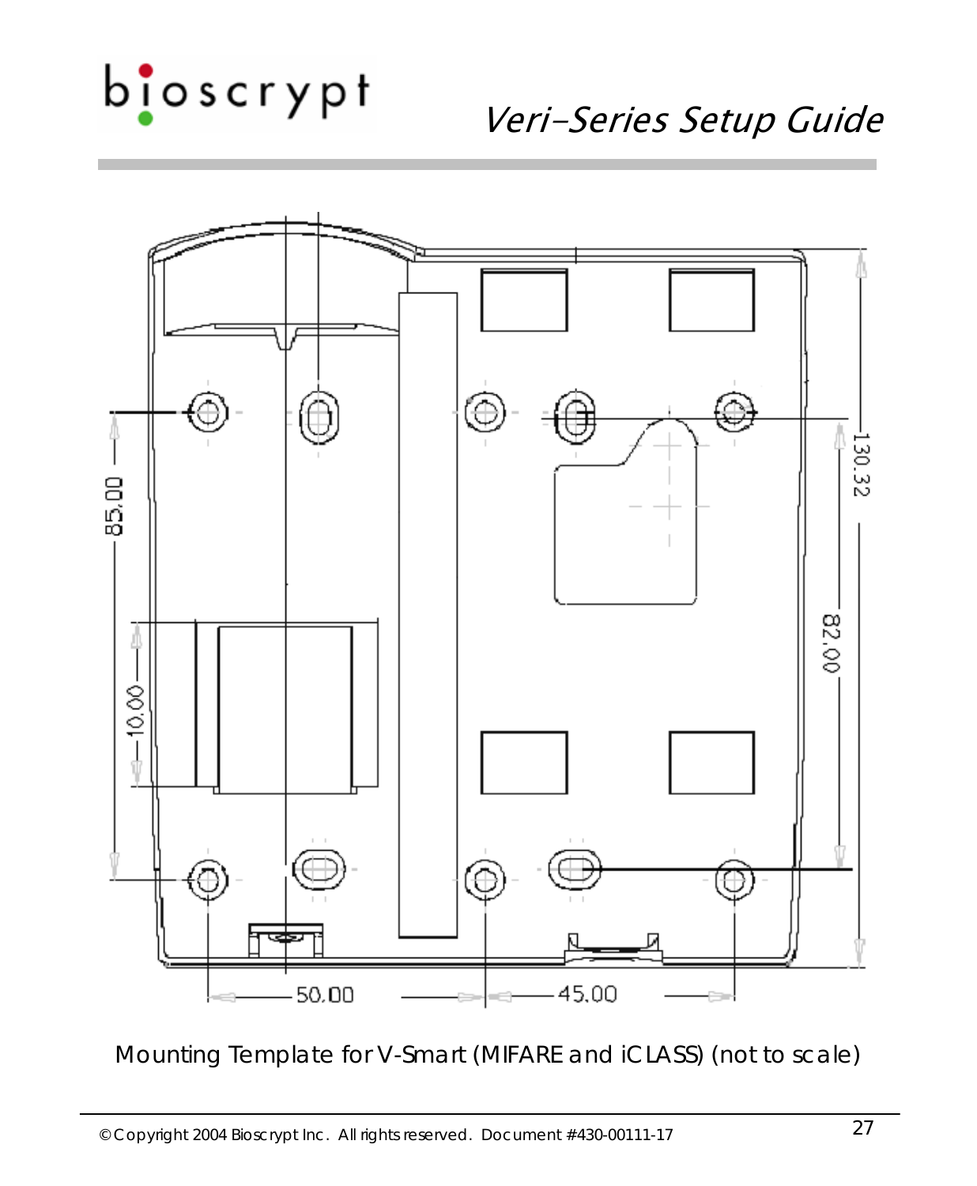Mounting Template for V-Smart (MIFARE and iCLASS) (not to scale)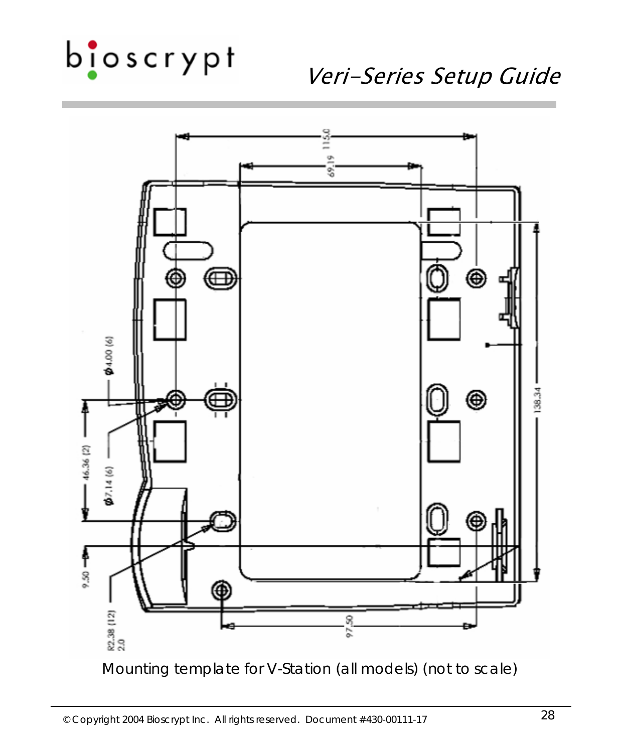Mounting template for V-Station (all models) (not to scale)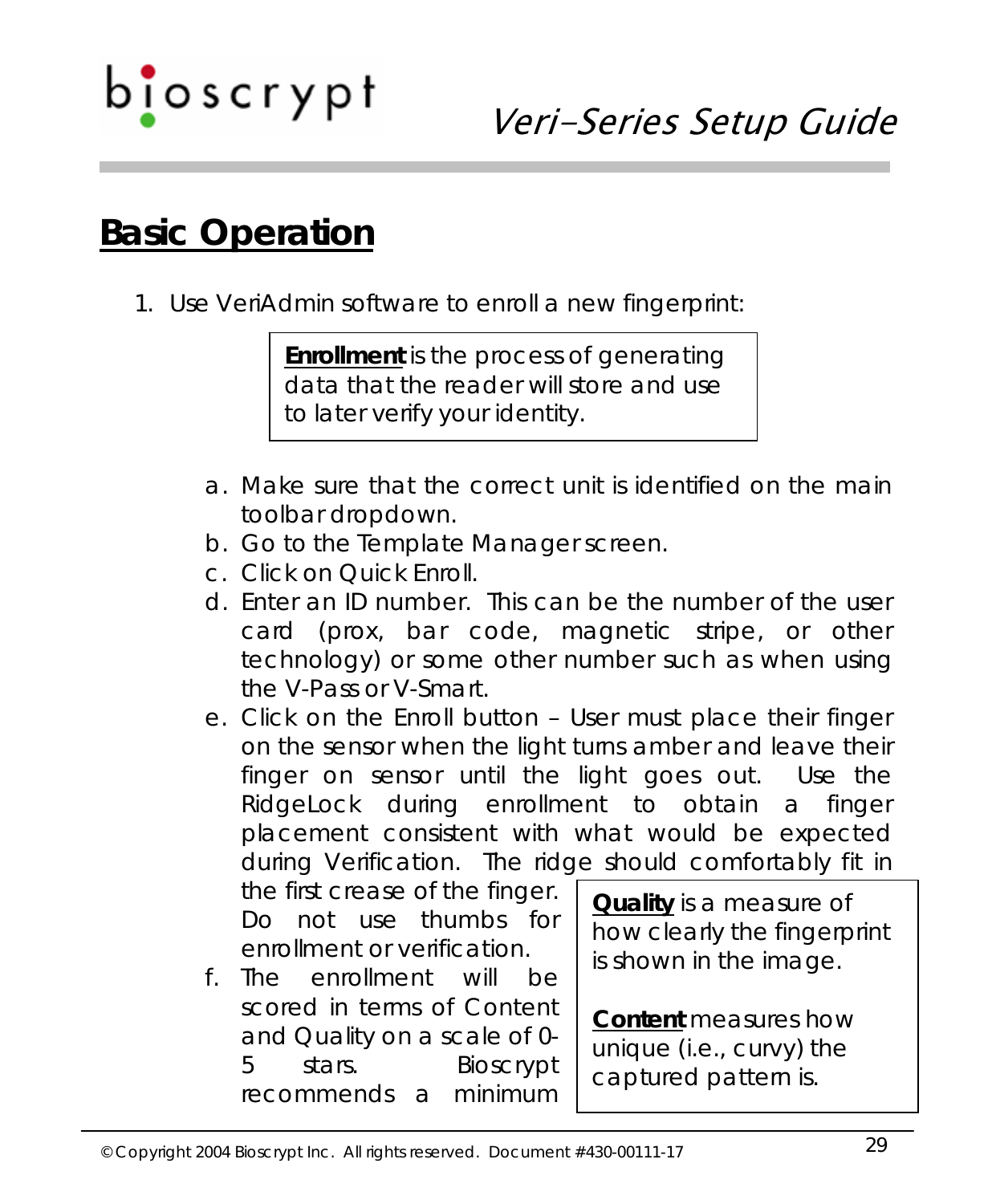## Basic Operation

1. Use VeriAdmin software to enroll a new fingerprint:

> **Enrollment** is the process of generating data that the reader will store and use to later verify your identity.

   a. Make sure that the correct unit is identified on the main toolbar dropdown.
   b. Go to the Template Manager screen.
   c. Click on Quick Enroll.
   d. Enter an ID number. This can be the number of the user card (prox, bar code, magnetic stripe, or other technology) or some other number such as when using the V-Pass or V-Smart.
   e. Click on the Enroll button – User must place their finger on the sensor when the light turns amber and leave their finger on sensor until the light goes out. Use the RidgeLock during enrollment to obtain a finger placement consistent with what would be expected during Verification. The ridge should comfortably fit in the first crease of the finger. Do not use thumbs for enrollment or verification.
   f. The enrollment will be scored in terms of Content and Quality on a scale of 0-5 stars. Bioscrypt recommends a minimum

> **Quality** is a measure of how clearly the fingerprint is shown in the image.
>
> **Content** measures how unique (i.e., curvy) the captured pattern is.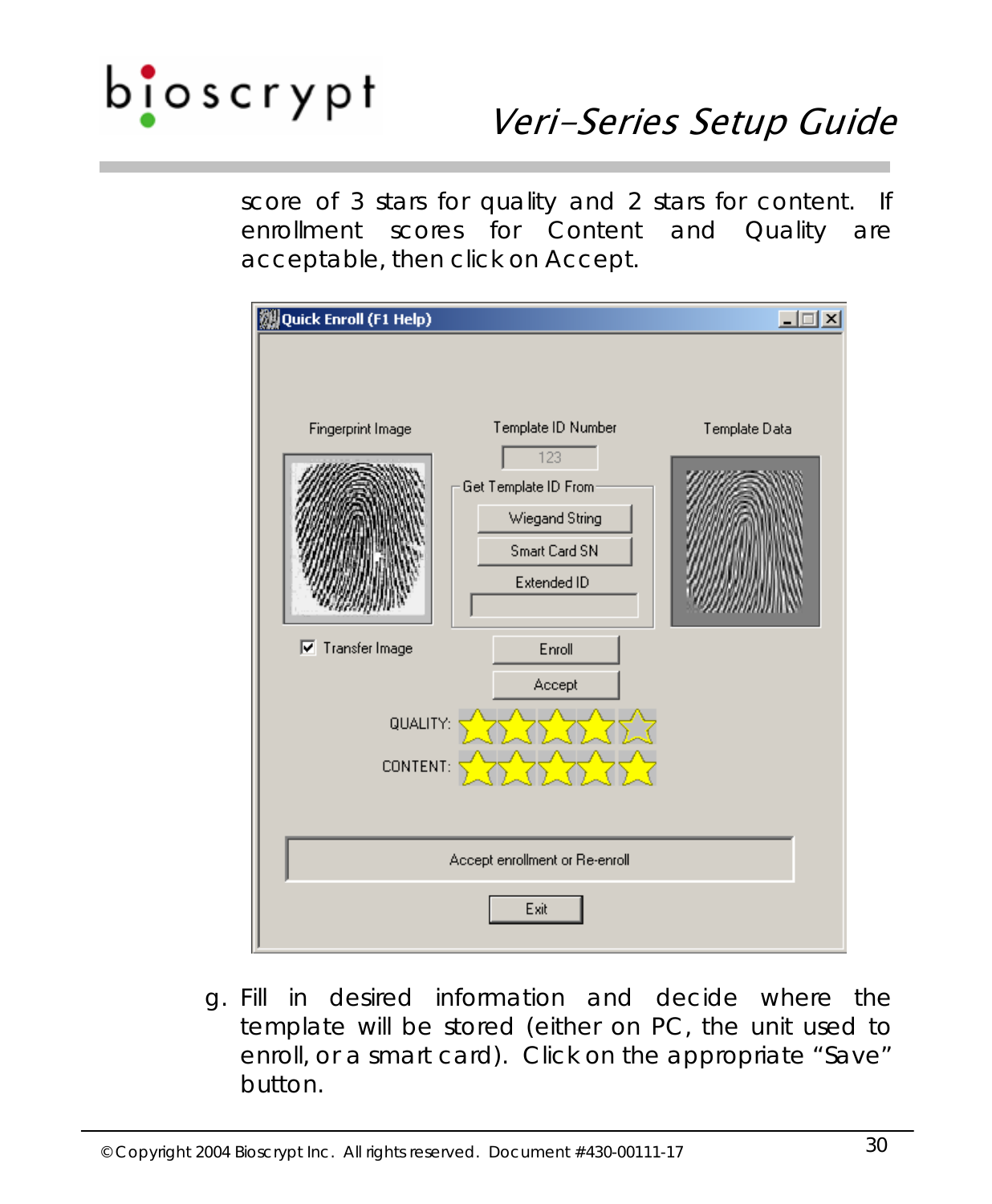score of 3 stars for quality and 2 stars for content. If enrollment scores for Content and Quality are acceptable, then click on Accept.

g. Fill in desired information and decide where the template will be stored (either on PC, the unit used to enroll, or a smart card). Click on the appropriate "Save" button.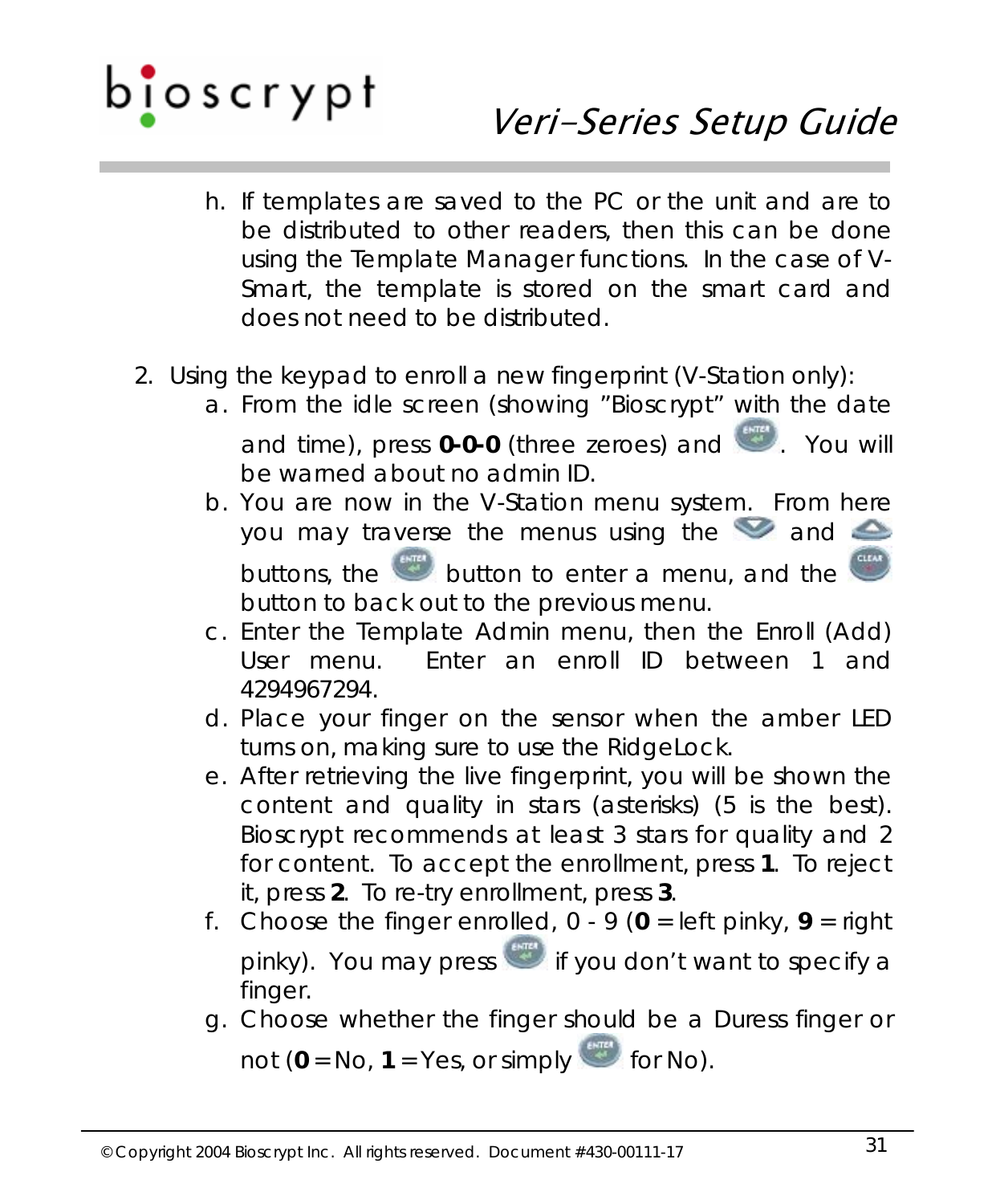h. If templates are saved to the PC or the unit and are to be distributed to other readers, then this can be done using the Template Manager functions. In the case of V-Smart, the template is stored on the smart card and does not need to be distributed.

2. Using the keypad to enroll a new fingerprint (V-Station only):
   a. From the idle screen (showing "Bioscrypt" with the date and time), press **0-0-0** (three zeroes) and ENTER. You will be warned about no admin ID.
   b. You are now in the V-Station menu system. From here you may traverse the menus using the DOWN and UP buttons, the ENTER button to enter a menu, and the CLEAR button to back out to the previous menu.
   c. Enter the Template Admin menu, then the Enroll (Add) User menu. Enter an enroll ID between 1 and 4294967294.
   d. Place your finger on the sensor when the amber LED turns on, making sure to use the RidgeLock.
   e. After retrieving the live fingerprint, you will be shown the content and quality in stars (asterisks) (5 is the best). Bioscrypt recommends at least 3 stars for quality and 2 for content. To accept the enrollment, press **1**. To reject it, press **2**. To re-try enrollment, press **3**.
   f. Choose the finger enrolled, 0 - 9 (**0** = left pinky, **9** = right pinky). You may press ENTER if you don't want to specify a finger.
   g. Choose whether the finger should be a Duress finger or not (**0** = No, **1** = Yes, or simply ENTER for No).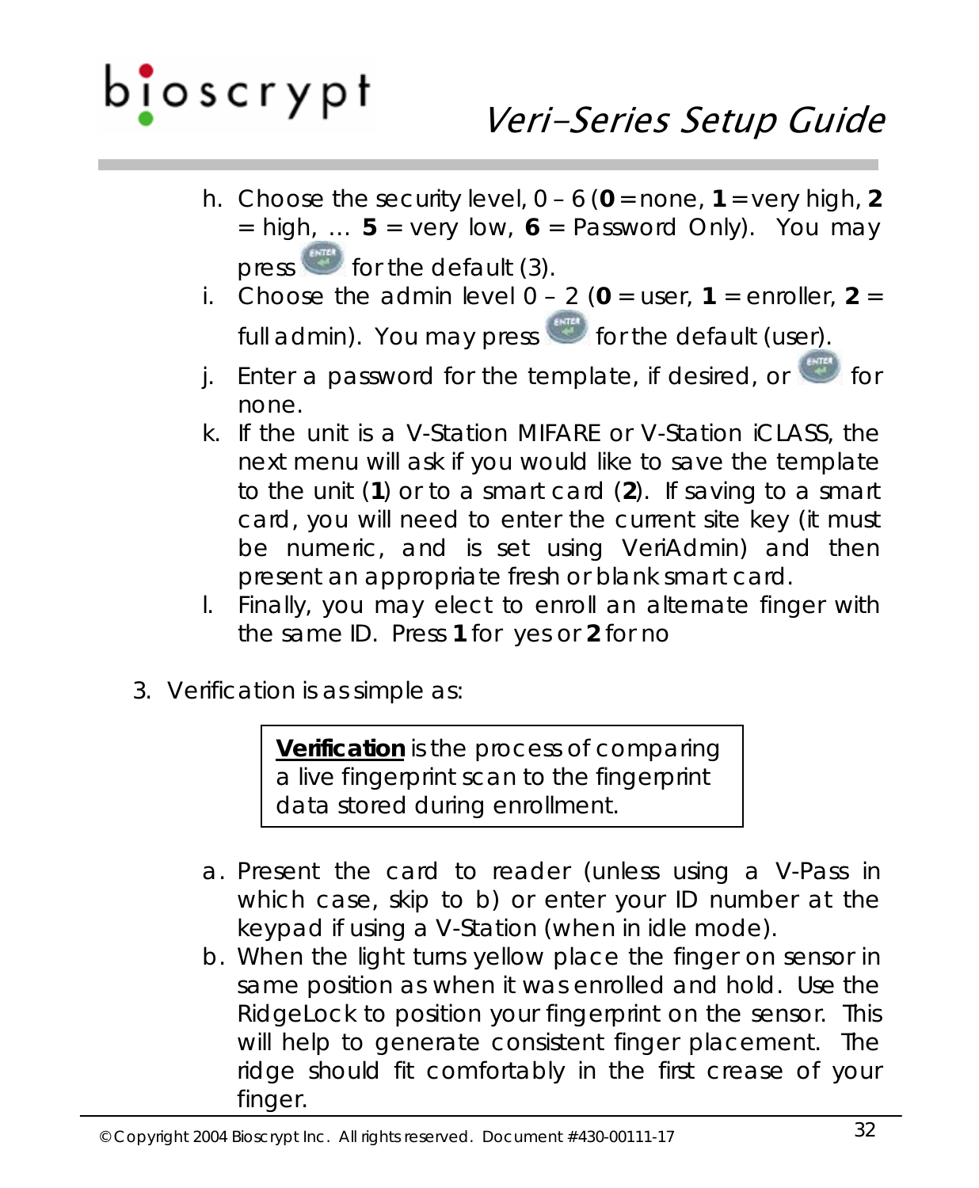h. Choose the security level, 0 – 6 (**0** = none, **1** = very high, **2** = high, … **5** = very low, **6** = Password Only). You may press ENTER for the default (3).
i. Choose the admin level 0 – 2 (**0** = user, **1** = enroller, **2** = full admin). You may press ENTER for the default (user).
j. Enter a password for the template, if desired, or ENTER for none.
k. If the unit is a V-Station MIFARE or V-Station iCLASS, the next menu will ask if you would like to save the template to the unit (**1**) or to a smart card (**2**). If saving to a smart card, you will need to enter the current site key (it must be numeric, and is set using VeriAdmin) and then present an appropriate fresh or blank smart card.
l. Finally, you may elect to enroll an alternate finger with the same ID. Press **1** for yes or **2** for no

3. Verification is as simple as:

> **Verification** is the process of comparing a live fingerprint scan to the fingerprint data stored during enrollment.

a. Present the card to reader (unless using a V-Pass in which case, skip to b) or enter your ID number at the keypad if using a V-Station (when in idle mode).
b. When the light turns yellow place the finger on sensor in same position as when it was enrolled and hold. Use the RidgeLock to position your fingerprint on the sensor. This will help to generate consistent finger placement. The ridge should fit comfortably in the first crease of your finger.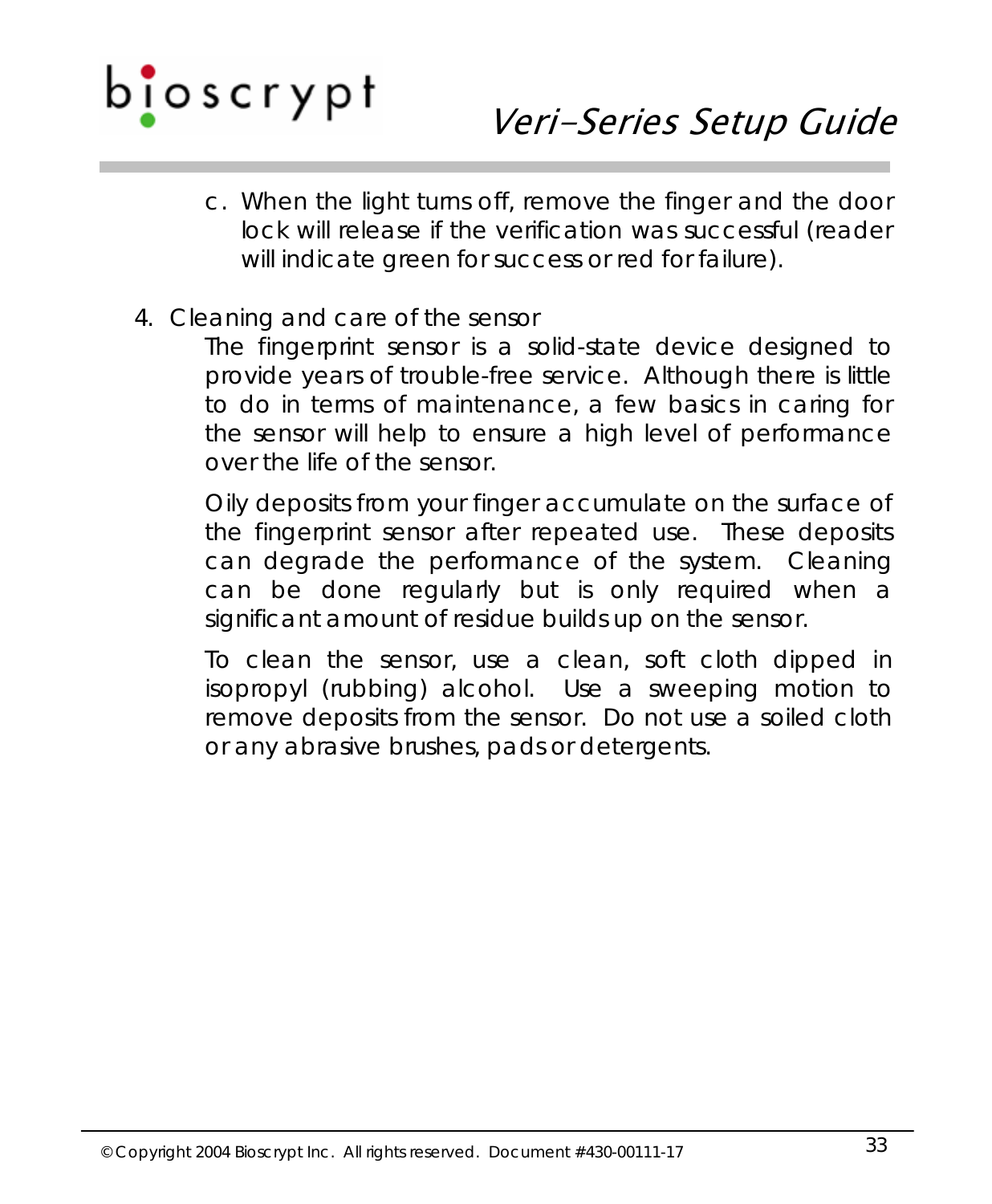c. When the light turns off, remove the finger and the door lock will release if the verification was successful (reader will indicate green for success or red for failure).

4. Cleaning and care of the sensor

   The fingerprint sensor is a solid-state device designed to provide years of trouble-free service. Although there is little to do in terms of maintenance, a few basics in caring for the sensor will help to ensure a high level of performance over the life of the sensor.

   Oily deposits from your finger accumulate on the surface of the fingerprint sensor after repeated use. These deposits can degrade the performance of the system. Cleaning can be done regularly but is only required when a significant amount of residue builds up on the sensor.

   To clean the sensor, use a clean, soft cloth dipped in isopropyl (rubbing) alcohol. Use a sweeping motion to remove deposits from the sensor. Do not use a soiled cloth or any abrasive brushes, pads or detergents.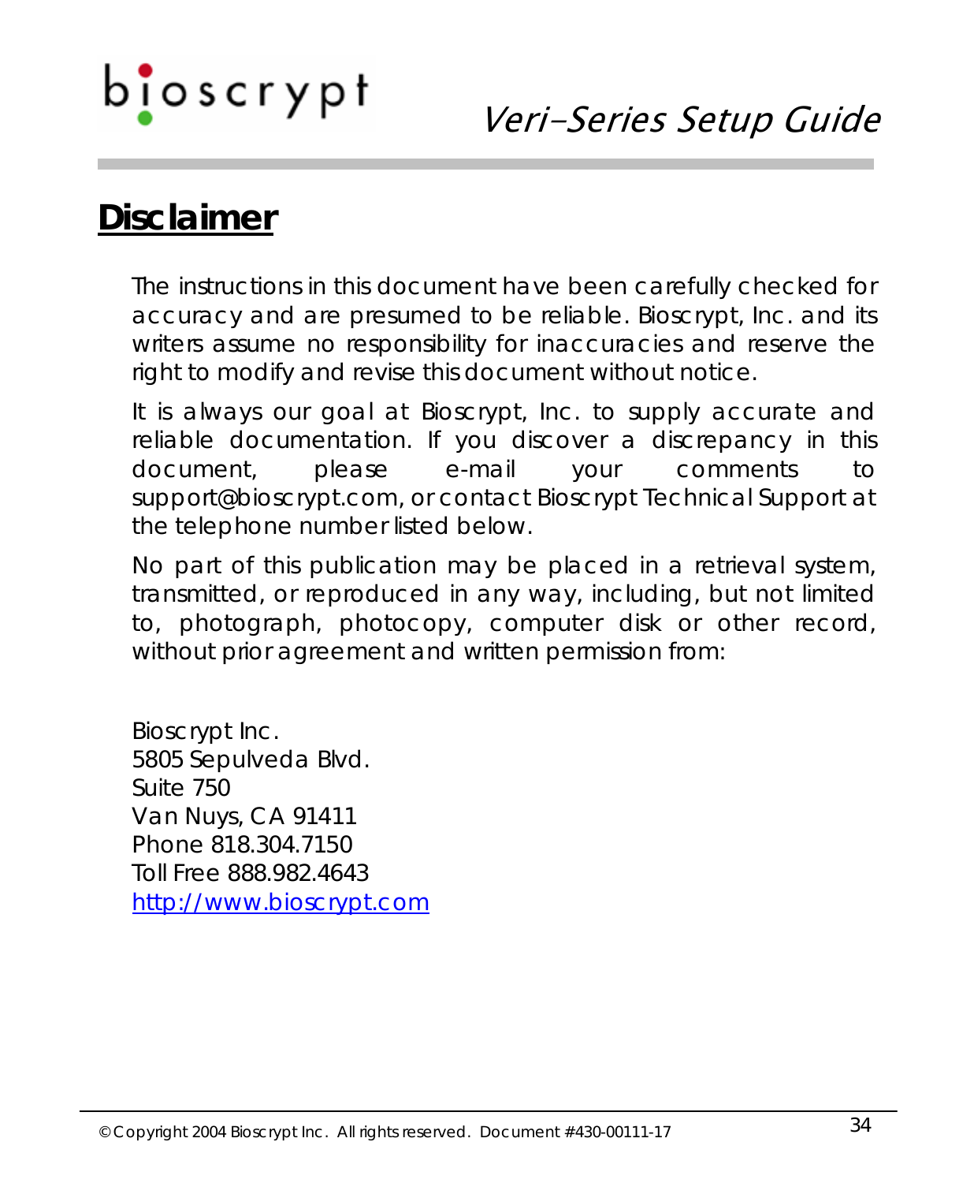# Disclaimer

The instructions in this document have been carefully checked for accuracy and are presumed to be reliable. Bioscrypt, Inc. and its writers assume no responsibility for inaccuracies and reserve the right to modify and revise this document without notice.

It is always our goal at Bioscrypt, Inc. to supply accurate and reliable documentation. If you discover a discrepancy in this document, please e-mail your comments to support@bioscrypt.com, or contact Bioscrypt Technical Support at the telephone number listed below.

No part of this publication may be placed in a retrieval system, transmitted, or reproduced in any way, including, but not limited to, photograph, photocopy, computer disk or other record, without prior agreement and written permission from:

Bioscrypt Inc.
5805 Sepulveda Blvd.
Suite 750
Van Nuys, CA 91411
Phone 818.304.7150
Toll Free 888.982.4643
http://www.bioscrypt.com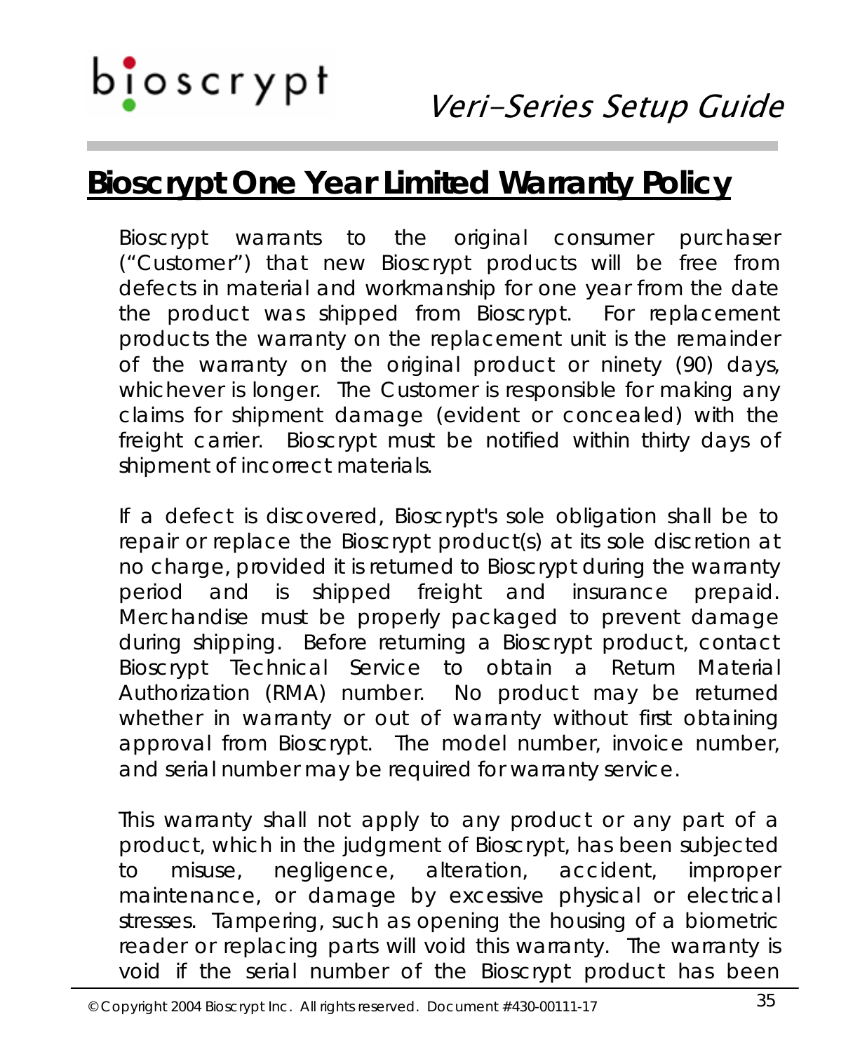## Bioscrypt One Year Limited Warranty Policy

Bioscrypt warrants to the original consumer purchaser ("Customer") that new Bioscrypt products will be free from defects in material and workmanship for one year from the date the product was shipped from Bioscrypt. For replacement products the warranty on the replacement unit is the remainder of the warranty on the original product or ninety (90) days, whichever is longer. The Customer is responsible for making any claims for shipment damage (evident or concealed) with the freight carrier. Bioscrypt must be notified within thirty days of shipment of incorrect materials.

If a defect is discovered, Bioscrypt's sole obligation shall be to repair or replace the Bioscrypt product(s) at its sole discretion at no charge, provided it is returned to Bioscrypt during the warranty period and is shipped freight and insurance prepaid. Merchandise must be properly packaged to prevent damage during shipping. Before returning a Bioscrypt product, contact Bioscrypt Technical Service to obtain a Return Material Authorization (RMA) number. No product may be returned whether in warranty or out of warranty without first obtaining approval from Bioscrypt. The model number, invoice number, and serial number may be required for warranty service.

This warranty shall not apply to any product or any part of a product, which in the judgment of Bioscrypt, has been subjected to misuse, negligence, alteration, accident, improper maintenance, or damage by excessive physical or electrical stresses. Tampering, such as opening the housing of a biometric reader or replacing parts will void this warranty. The warranty is void if the serial number of the Bioscrypt product has been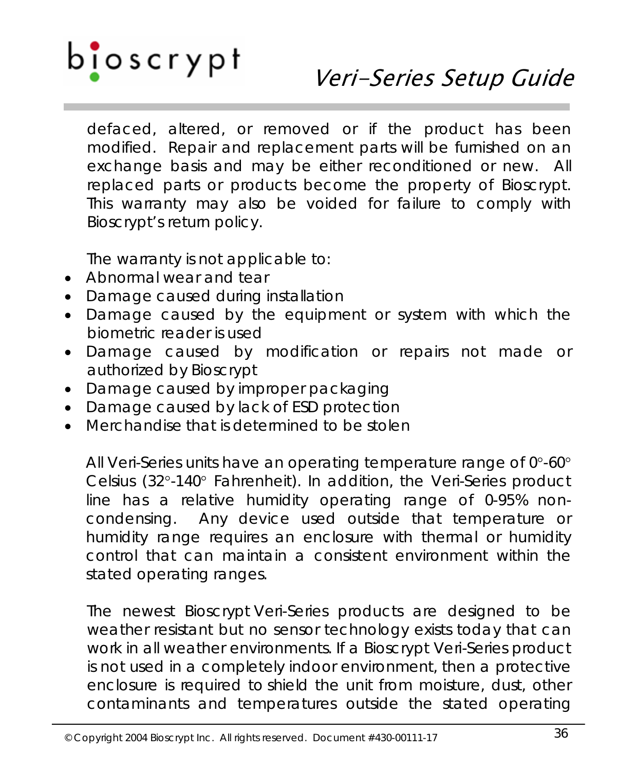defaced, altered, or removed or if the product has been modified. Repair and replacement parts will be furnished on an exchange basis and may be either reconditioned or new. All replaced parts or products become the property of Bioscrypt. This warranty may also be voided for failure to comply with Bioscrypt's return policy.

The warranty is not applicable to:

- Abnormal wear and tear
- Damage caused during installation
- Damage caused by the equipment or system with which the biometric reader is used
- Damage caused by modification or repairs not made or authorized by Bioscrypt
- Damage caused by improper packaging
- Damage caused by lack of ESD protection
- Merchandise that is determined to be stolen

All Veri-Series units have an operating temperature range of 0°-60° Celsius (32°-140° Fahrenheit). In addition, the Veri-Series product line has a relative humidity operating range of 0-95% non-condensing. Any device used outside that temperature or humidity range requires an enclosure with thermal or humidity control that can maintain a consistent environment within the stated operating ranges.

The newest Bioscrypt Veri-Series products are designed to be weather resistant but no sensor technology exists today that can work in all weather environments. If a Bioscrypt Veri-Series product is not used in a completely indoor environment, then a protective enclosure is required to shield the unit from moisture, dust, other contaminants and temperatures outside the stated operating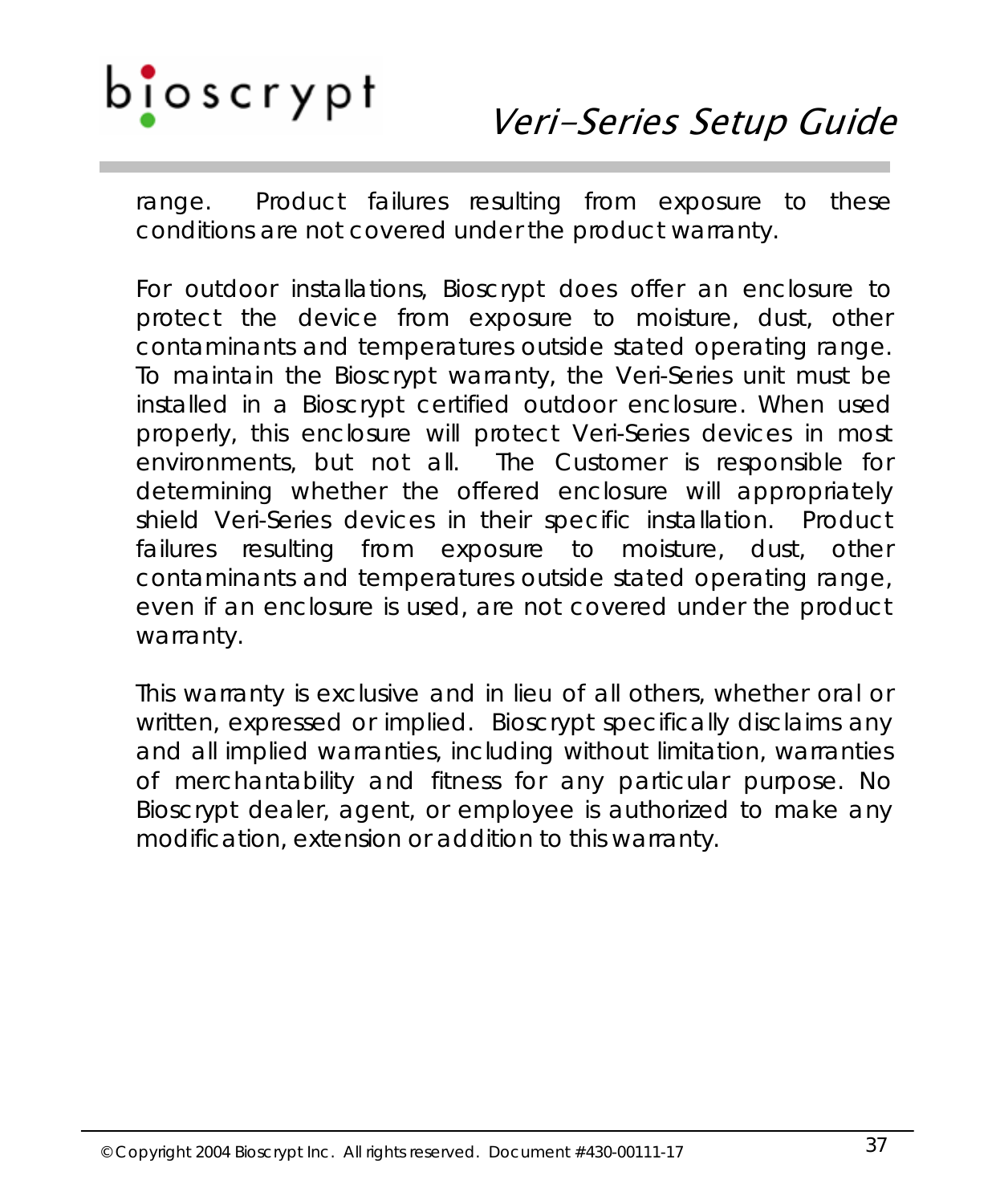range. Product failures resulting from exposure to these conditions are not covered under the product warranty.

For outdoor installations, Bioscrypt does offer an enclosure to protect the device from exposure to moisture, dust, other contaminants and temperatures outside stated operating range. To maintain the Bioscrypt warranty, the Veri-Series unit must be installed in a Bioscrypt certified outdoor enclosure. When used properly, this enclosure will protect Veri-Series devices in most environments, but not all. The Customer is responsible for determining whether the offered enclosure will appropriately shield Veri-Series devices in their specific installation. Product failures resulting from exposure to moisture, dust, other contaminants and temperatures outside stated operating range, even if an enclosure is used, are not covered under the product warranty.

This warranty is exclusive and in lieu of all others, whether oral or written, expressed or implied. Bioscrypt specifically disclaims any and all implied warranties, including without limitation, warranties of merchantability and fitness for any particular purpose. No Bioscrypt dealer, agent, or employee is authorized to make any modification, extension or addition to this warranty.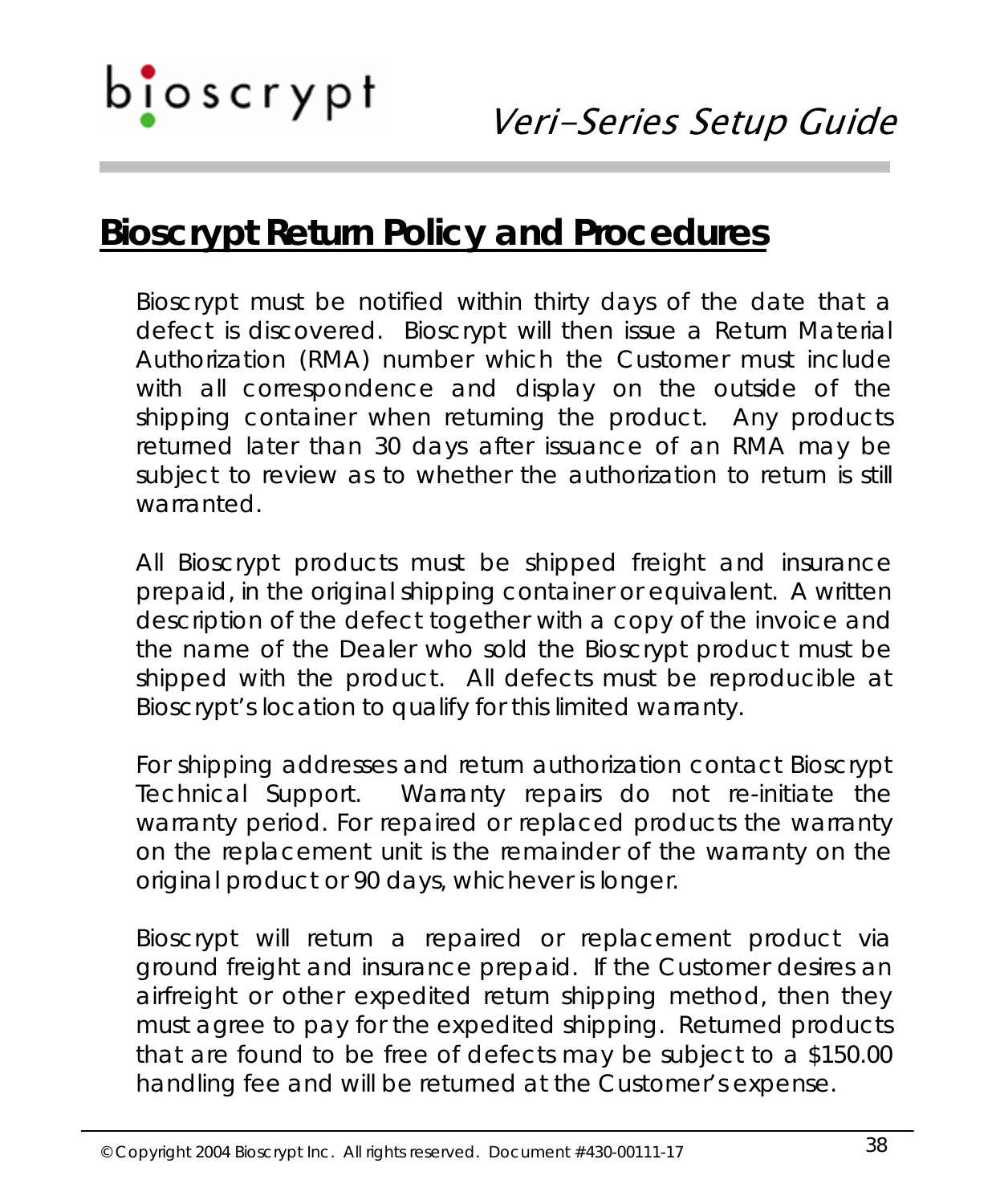## Bioscrypt Return Policy and Procedures

Bioscrypt must be notified within thirty days of the date that a defect is discovered. Bioscrypt will then issue a Return Material Authorization (RMA) number which the Customer must include with all correspondence and display on the outside of the shipping container when returning the product. Any products returned later than 30 days after issuance of an RMA may be subject to review as to whether the authorization to return is still warranted.

All Bioscrypt products must be shipped freight and insurance prepaid, in the original shipping container or equivalent. A written description of the defect together with a copy of the invoice and the name of the Dealer who sold the Bioscrypt product must be shipped with the product. All defects must be reproducible at Bioscrypt's location to qualify for this limited warranty.

For shipping addresses and return authorization contact Bioscrypt Technical Support. Warranty repairs do not re-initiate the warranty period. For repaired or replaced products the warranty on the replacement unit is the remainder of the warranty on the original product or 90 days, whichever is longer.

Bioscrypt will return a repaired or replacement product via ground freight and insurance prepaid. If the Customer desires an airfreight or other expedited return shipping method, then they must agree to pay for the expedited shipping. Returned products that are found to be free of defects may be subject to a $150.00 handling fee and will be returned at the Customer's expense.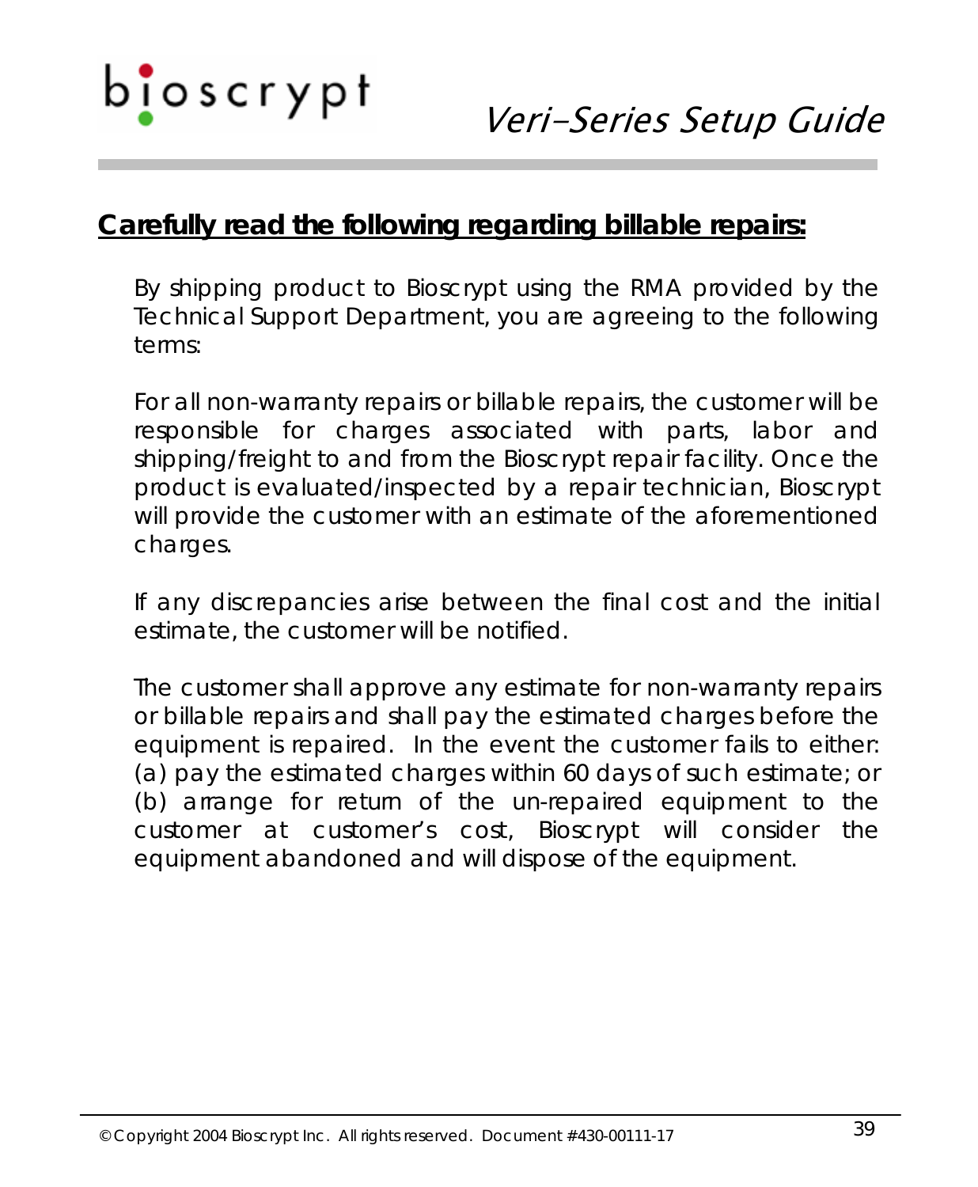## Carefully read the following regarding billable repairs:

By shipping product to Bioscrypt using the RMA provided by the Technical Support Department, you are agreeing to the following terms:

For all non-warranty repairs or billable repairs, the customer will be responsible for charges associated with parts, labor and shipping/freight to and from the Bioscrypt repair facility. Once the product is evaluated/inspected by a repair technician, Bioscrypt will provide the customer with an estimate of the aforementioned charges.

If any discrepancies arise between the final cost and the initial estimate, the customer will be notified.

The customer shall approve any estimate for non-warranty repairs or billable repairs and shall pay the estimated charges before the equipment is repaired. In the event the customer fails to either: (a) pay the estimated charges within 60 days of such estimate; or (b) arrange for return of the un-repaired equipment to the customer at customer's cost, Bioscrypt will consider the equipment abandoned and will dispose of the equipment.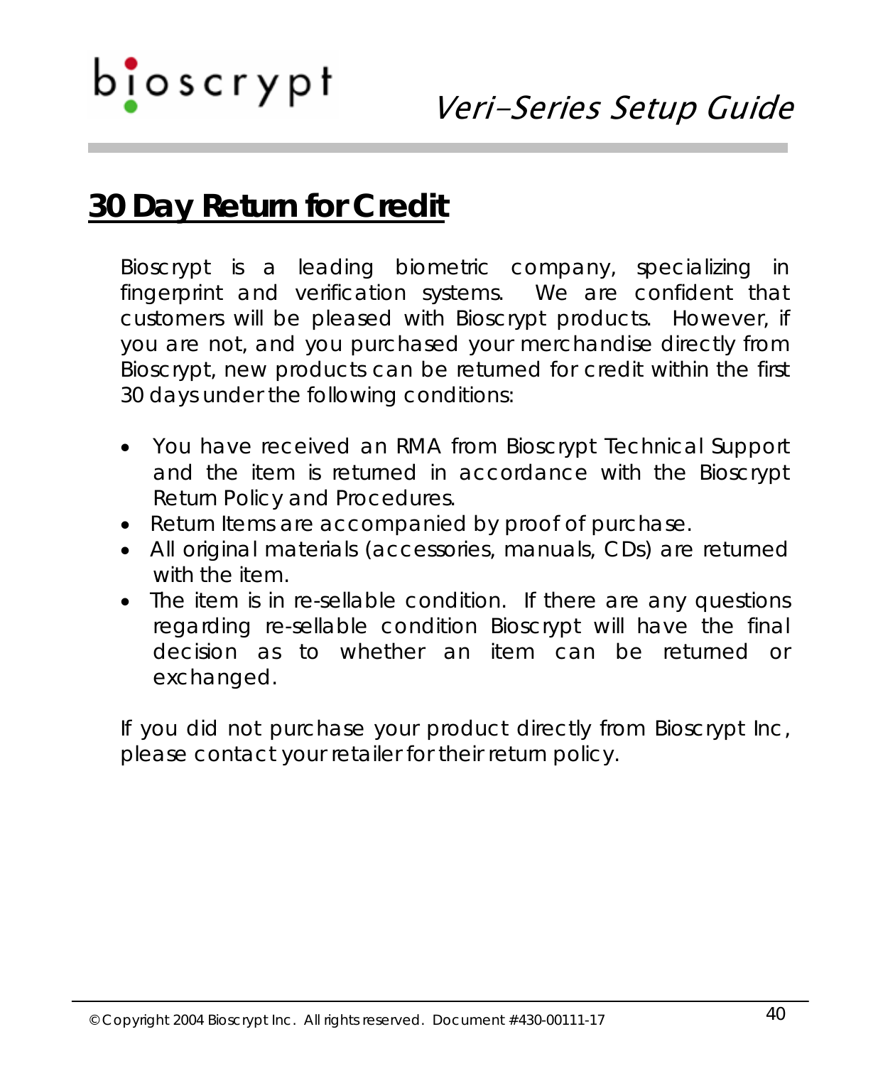# 30 Day Return for Credit

Bioscrypt is a leading biometric company, specializing in fingerprint and verification systems. We are confident that customers will be pleased with Bioscrypt products. However, if you are not, and you purchased your merchandise directly from Bioscrypt, new products can be returned for credit within the first 30 days under the following conditions:

- You have received an RMA from Bioscrypt Technical Support and the item is returned in accordance with the Bioscrypt Return Policy and Procedures.
- Return Items are accompanied by proof of purchase.
- All original materials (accessories, manuals, CDs) are returned with the item.
- The item is in re-sellable condition. If there are any questions regarding re-sellable condition Bioscrypt will have the final decision as to whether an item can be returned or exchanged.

If you did not purchase your product directly from Bioscrypt Inc, please contact your retailer for their return policy.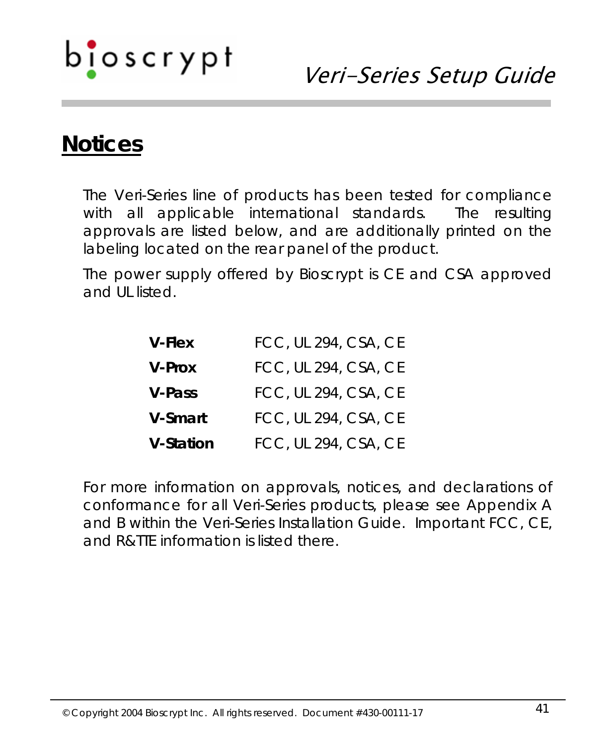# Notices

The Veri-Series line of products has been tested for compliance with all applicable international standards. The resulting approvals are listed below, and are additionally printed on the labeling located on the rear panel of the product.

The power supply offered by Bioscrypt is CE and CSA approved and UL listed.

| | |
|---|---|
| **V-Flex** | FCC, UL 294, CSA, CE |
| **V-Prox** | FCC, UL 294, CSA, CE |
| **V-Pass** | FCC, UL 294, CSA, CE |
| **V-Smart** | FCC, UL 294, CSA, CE |
| **V-Station** | FCC, UL 294, CSA, CE |

For more information on approvals, notices, and declarations of conformance for all Veri-Series products, please see Appendix A and B within the Veri-Series Installation Guide. Important FCC, CE, and R&TTE information is listed there.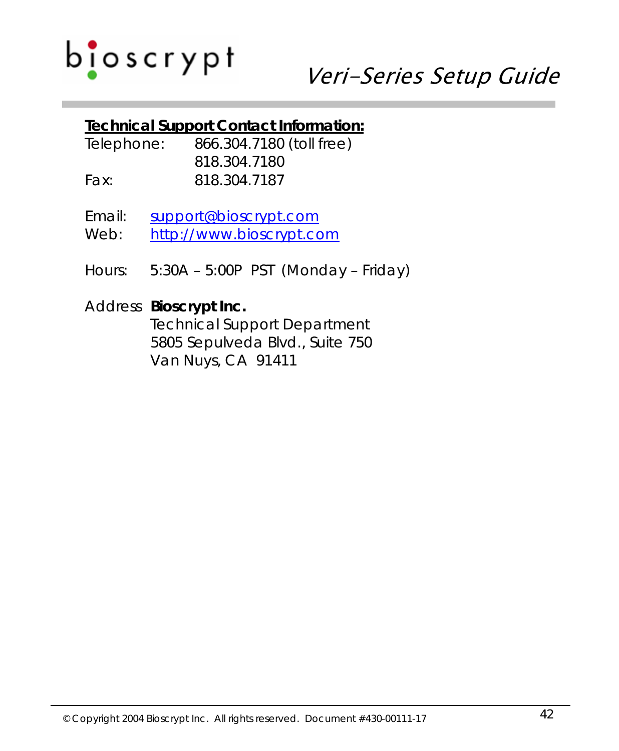**Technical Support Contact Information:**

Telephone: 866.304.7180 (toll free)
818.304.7180

Fax: 818.304.7187

Email: [support@bioscrypt.com](mailto:support@bioscrypt.com)

Web: [http://www.bioscrypt.com](http://www.bioscrypt.com)

Hours: 5:30A – 5:00P PST (Monday – Friday)

Address **Bioscrypt Inc.**
Technical Support Department
5805 Sepulveda Blvd., Suite 750
Van Nuys, CA 91411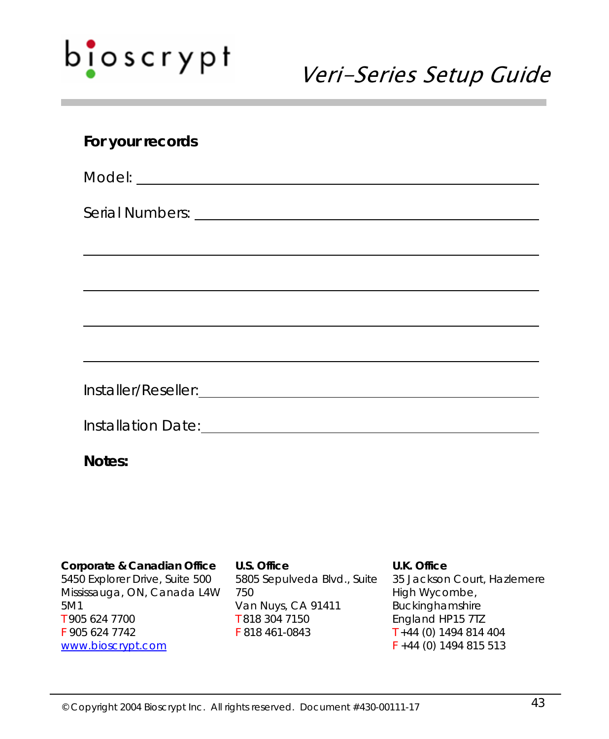**For your records**

Model: ____________________________________________

Serial Numbers: ____________________________________

____________________________________________________

____________________________________________________

____________________________________________________

____________________________________________________

Installer/Reseller: __________________________________

Installation Date: ___________________________________

**Notes:**

**Corporate & Canadian Office**
5450 Explorer Drive, Suite 500
Mississauga, ON, Canada L4W 5M1
T 905 624 7700
F 905 624 7742
www.bioscrypt.com

**U.S. Office**
5805 Sepulveda Blvd., Suite 750
Van Nuys, CA 91411
T 818 304 7150
F 818 461-0843

**U.K. Office**
35 Jackson Court, Hazlemere
High Wycombe,
Buckinghamshire
England HP15 7TZ
T +44 (0) 1494 814 404
F +44 (0) 1494 815 513

© Copyright 2004 Bioscrypt Inc. All rights reserved. Document #430-00111-17